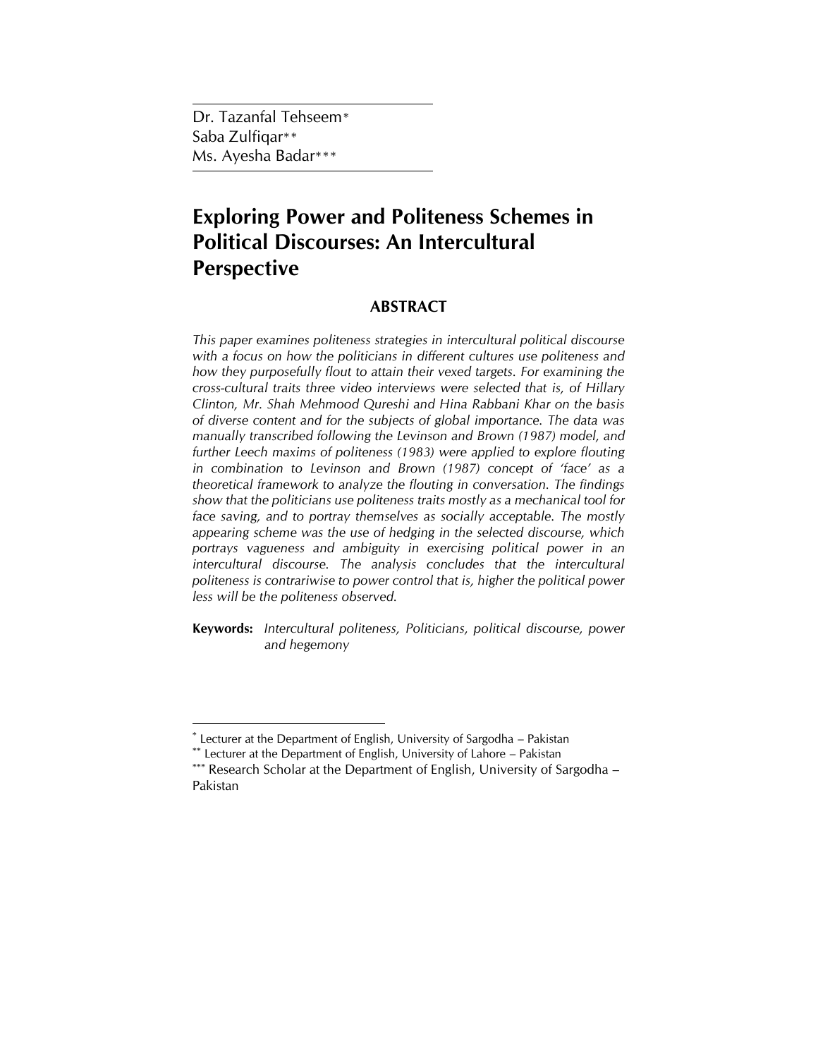Dr. Tazanfal Tehseem*
Saba Zulfiqar**
Ms. Ayesha Badar***

# Exploring Power and Politeness Schemes in Political Discourses: An Intercultural Perspective

## ABSTRACT

*This paper examines politeness strategies in intercultural political discourse with a focus on how the politicians in different cultures use politeness and how they purposefully flout to attain their vexed targets. For examining the cross-cultural traits three video interviews were selected that is, of Hillary Clinton, Mr. Shah Mehmood Qureshi and Hina Rabbani Khar on the basis of diverse content and for the subjects of global importance. The data was manually transcribed following the Levinson and Brown (1987) model, and further Leech maxims of politeness (1983) were applied to explore flouting in combination to Levinson and Brown (1987) concept of 'face' as a theoretical framework to analyze the flouting in conversation. The findings show that the politicians use politeness traits mostly as a mechanical tool for face saving, and to portray themselves as socially acceptable. The mostly appearing scheme was the use of hedging in the selected discourse, which portrays vagueness and ambiguity in exercising political power in an intercultural discourse. The analysis concludes that the intercultural politeness is contrariwise to power control that is, higher the political power less will be the politeness observed.*

**Keywords:** *Intercultural politeness, Politicians, political discourse, power and hegemony*

---

* Lecturer at the Department of English, University of Sargodha – Pakistan
** Lecturer at the Department of English, University of Lahore – Pakistan
*** Research Scholar at the Department of English, University of Sargodha – Pakistan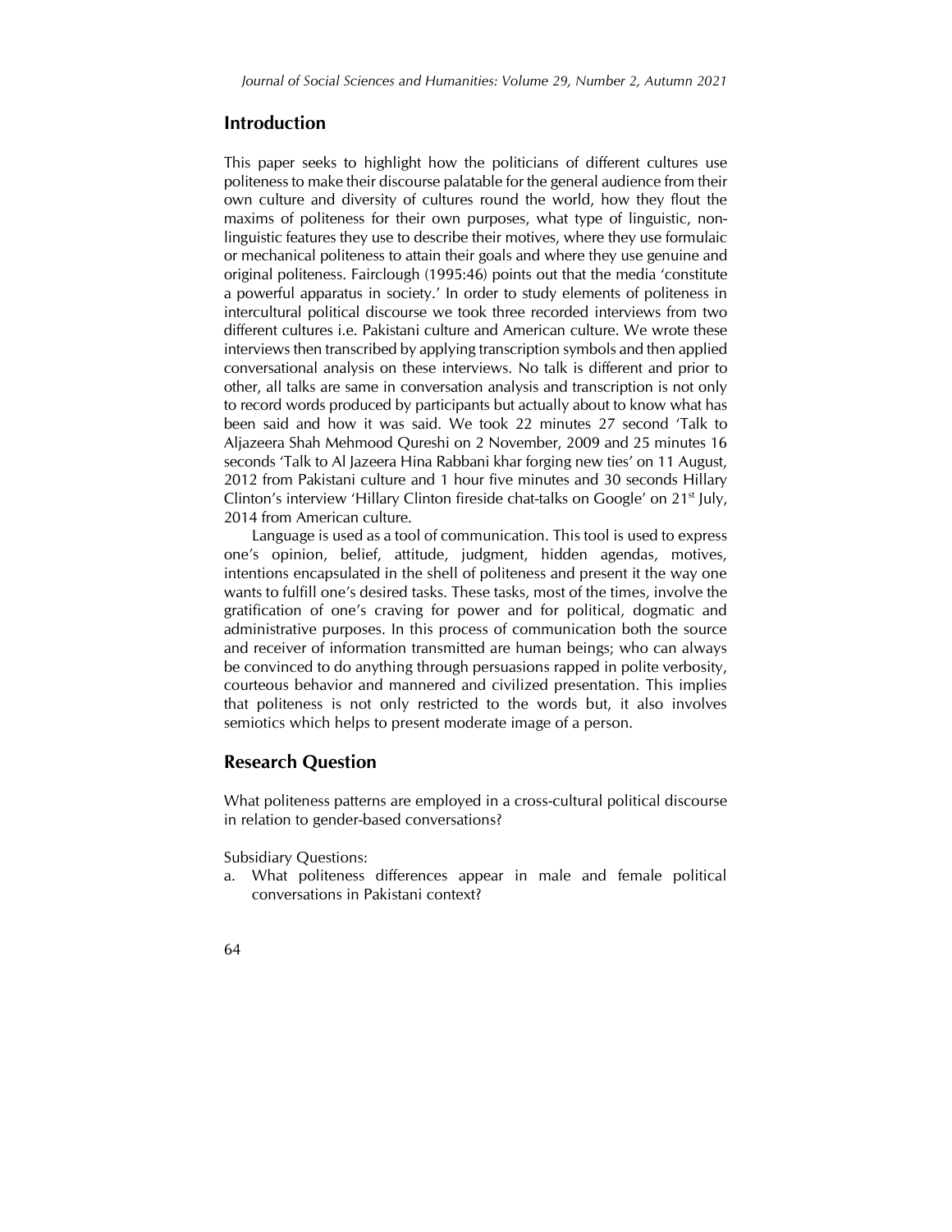## Introduction

This paper seeks to highlight how the politicians of different cultures use politeness to make their discourse palatable for the general audience from their own culture and diversity of cultures round the world, how they flout the maxims of politeness for their own purposes, what type of linguistic, non-linguistic features they use to describe their motives, where they use formulaic or mechanical politeness to attain their goals and where they use genuine and original politeness. Fairclough (1995:46) points out that the media 'constitute a powerful apparatus in society.' In order to study elements of politeness in intercultural political discourse we took three recorded interviews from two different cultures i.e. Pakistani culture and American culture. We wrote these interviews then transcribed by applying transcription symbols and then applied conversational analysis on these interviews. No talk is different and prior to other, all talks are same in conversation analysis and transcription is not only to record words produced by participants but actually about to know what has been said and how it was said. We took 22 minutes 27 second 'Talk to Aljazeera Shah Mehmood Qureshi on 2 November, 2009 and 25 minutes 16 seconds 'Talk to Al Jazeera Hina Rabbani khar forging new ties' on 11 August, 2012 from Pakistani culture and 1 hour five minutes and 30 seconds Hillary Clinton's interview 'Hillary Clinton fireside chat-talks on Google' on 21st July, 2014 from American culture.

Language is used as a tool of communication. This tool is used to express one's opinion, belief, attitude, judgment, hidden agendas, motives, intentions encapsulated in the shell of politeness and present it the way one wants to fulfill one's desired tasks. These tasks, most of the times, involve the gratification of one's craving for power and for political, dogmatic and administrative purposes. In this process of communication both the source and receiver of information transmitted are human beings; who can always be convinced to do anything through persuasions rapped in polite verbosity, courteous behavior and mannered and civilized presentation. This implies that politeness is not only restricted to the words but, it also involves semiotics which helps to present moderate image of a person.

## Research Question

What politeness patterns are employed in a cross-cultural political discourse in relation to gender-based conversations?

Subsidiary Questions:

a. What politeness differences appear in male and female political conversations in Pakistani context?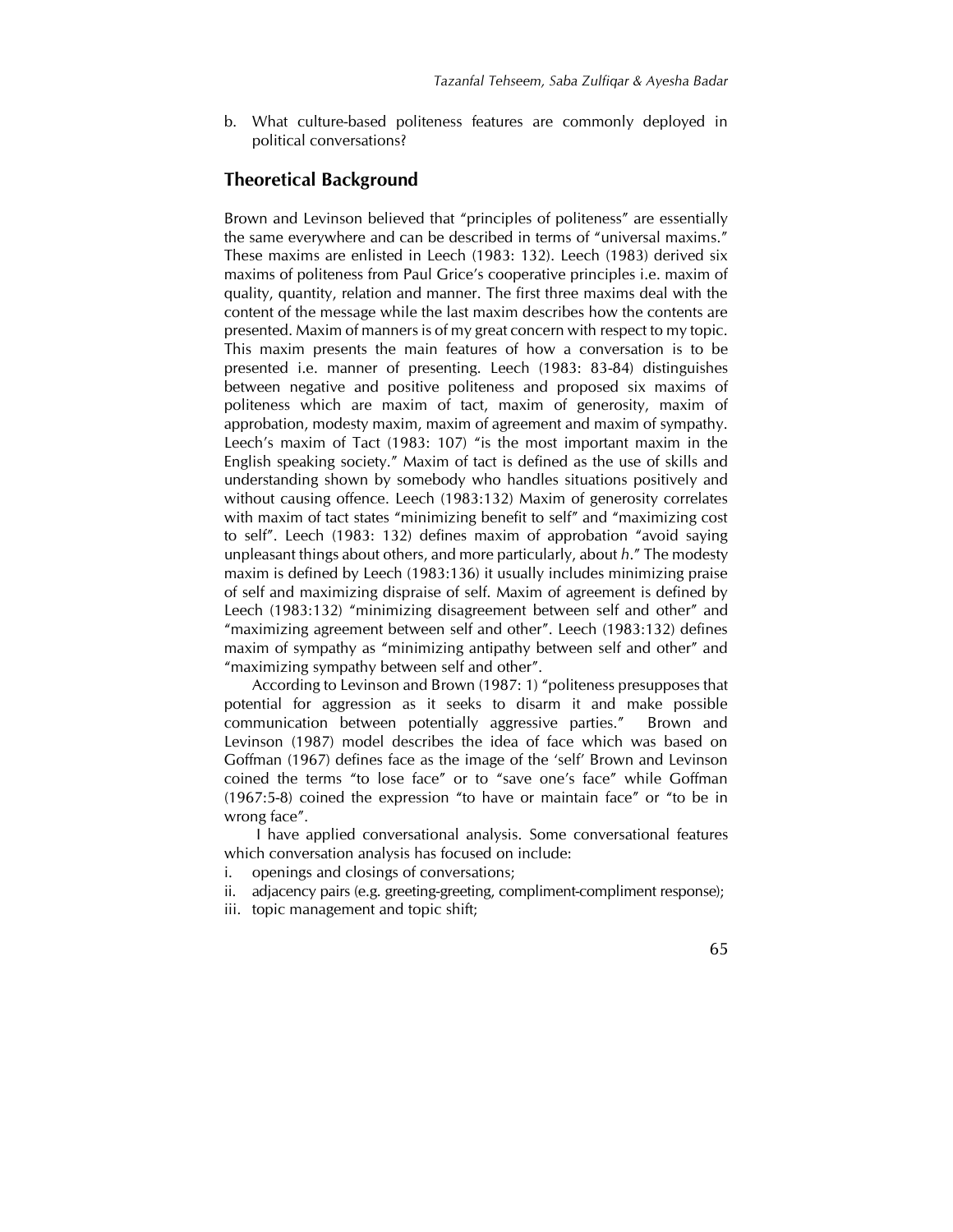b. What culture-based politeness features are commonly deployed in political conversations?

## Theoretical Background

Brown and Levinson believed that "principles of politeness" are essentially the same everywhere and can be described in terms of "universal maxims." These maxims are enlisted in Leech (1983: 132). Leech (1983) derived six maxims of politeness from Paul Grice's cooperative principles i.e. maxim of quality, quantity, relation and manner. The first three maxims deal with the content of the message while the last maxim describes how the contents are presented. Maxim of manners is of my great concern with respect to my topic. This maxim presents the main features of how a conversation is to be presented i.e. manner of presenting. Leech (1983: 83-84) distinguishes between negative and positive politeness and proposed six maxims of politeness which are maxim of tact, maxim of generosity, maxim of approbation, modesty maxim, maxim of agreement and maxim of sympathy. Leech's maxim of Tact (1983: 107) "is the most important maxim in the English speaking society." Maxim of tact is defined as the use of skills and understanding shown by somebody who handles situations positively and without causing offence. Leech (1983:132) Maxim of generosity correlates with maxim of tact states "minimizing benefit to self" and "maximizing cost to self". Leech (1983: 132) defines maxim of approbation "avoid saying unpleasant things about others, and more particularly, about *h*." The modesty maxim is defined by Leech (1983:136) it usually includes minimizing praise of self and maximizing dispraise of self. Maxim of agreement is defined by Leech (1983:132) "minimizing disagreement between self and other" and "maximizing agreement between self and other". Leech (1983:132) defines maxim of sympathy as "minimizing antipathy between self and other" and "maximizing sympathy between self and other".

According to Levinson and Brown (1987: 1) "politeness presupposes that potential for aggression as it seeks to disarm it and make possible communication between potentially aggressive parties." Brown and Levinson (1987) model describes the idea of face which was based on Goffman (1967) defines face as the image of the 'self' Brown and Levinson coined the terms "to lose face" or to "save one's face" while Goffman (1967:5-8) coined the expression "to have or maintain face" or "to be in wrong face".

I have applied conversational analysis. Some conversational features which conversation analysis has focused on include:

i. openings and closings of conversations;
ii. adjacency pairs (e.g. greeting-greeting, compliment-compliment response);
iii. topic management and topic shift;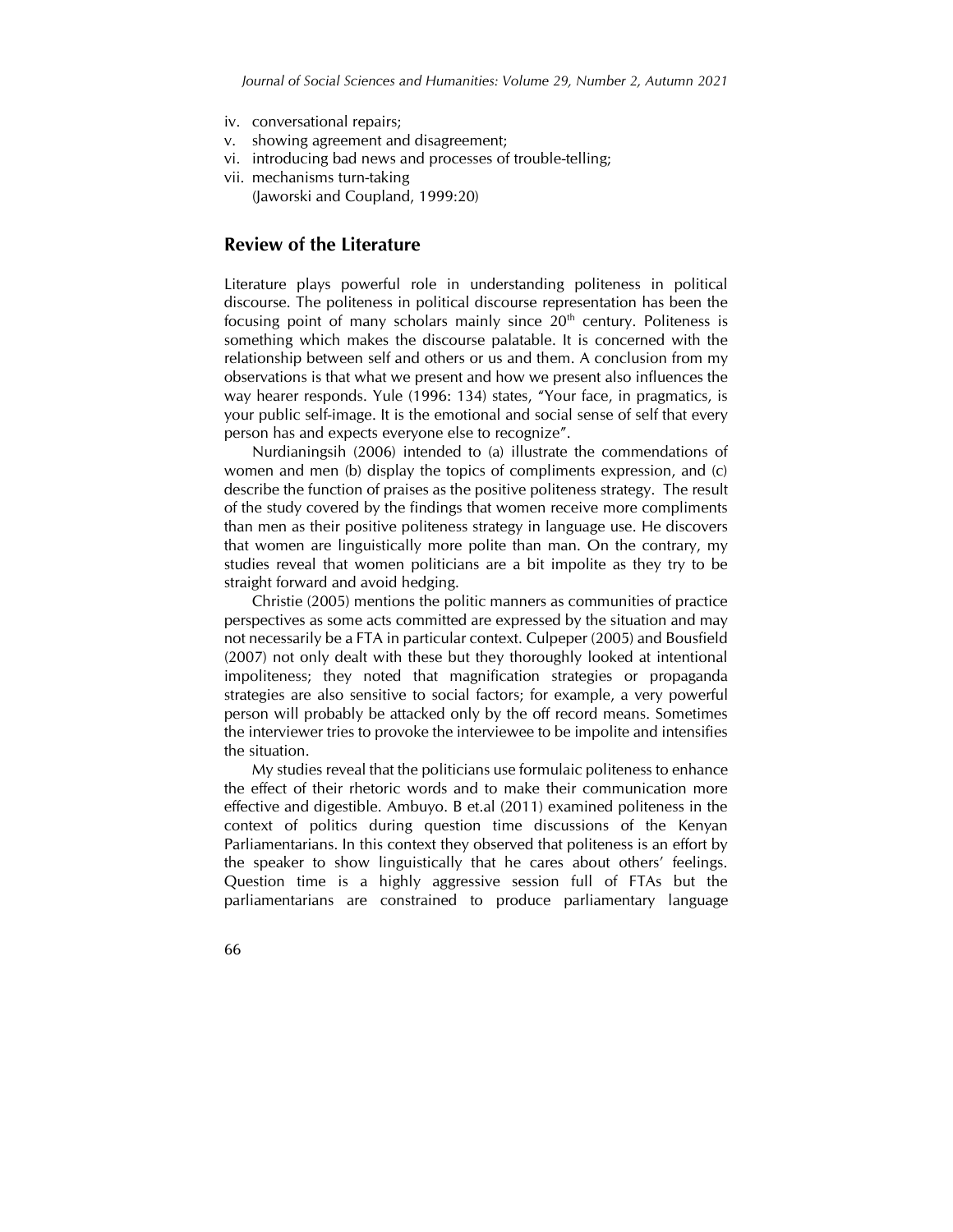iv. conversational repairs;
v. showing agreement and disagreement;
vi. introducing bad news and processes of trouble-telling;
vii. mechanisms turn-taking
(Jaworski and Coupland, 1999:20)

## Review of the Literature

Literature plays powerful role in understanding politeness in political discourse. The politeness in political discourse representation has been the focusing point of many scholars mainly since 20th century. Politeness is something which makes the discourse palatable. It is concerned with the relationship between self and others or us and them. A conclusion from my observations is that what we present and how we present also influences the way hearer responds. Yule (1996: 134) states, "Your face, in pragmatics, is your public self-image. It is the emotional and social sense of self that every person has and expects everyone else to recognize".

Nurdianingsih (2006) intended to (a) illustrate the commendations of women and men (b) display the topics of compliments expression, and (c) describe the function of praises as the positive politeness strategy. The result of the study covered by the findings that women receive more compliments than men as their positive politeness strategy in language use. He discovers that women are linguistically more polite than man. On the contrary, my studies reveal that women politicians are a bit impolite as they try to be straight forward and avoid hedging.

Christie (2005) mentions the politic manners as communities of practice perspectives as some acts committed are expressed by the situation and may not necessarily be a FTA in particular context. Culpeper (2005) and Bousfield (2007) not only dealt with these but they thoroughly looked at intentional impoliteness; they noted that magnification strategies or propaganda strategies are also sensitive to social factors; for example, a very powerful person will probably be attacked only by the off record means. Sometimes the interviewer tries to provoke the interviewee to be impolite and intensifies the situation.

My studies reveal that the politicians use formulaic politeness to enhance the effect of their rhetoric words and to make their communication more effective and digestible. Ambuyo. B et.al (2011) examined politeness in the context of politics during question time discussions of the Kenyan Parliamentarians. In this context they observed that politeness is an effort by the speaker to show linguistically that he cares about others' feelings. Question time is a highly aggressive session full of FTAs but the parliamentarians are constrained to produce parliamentary language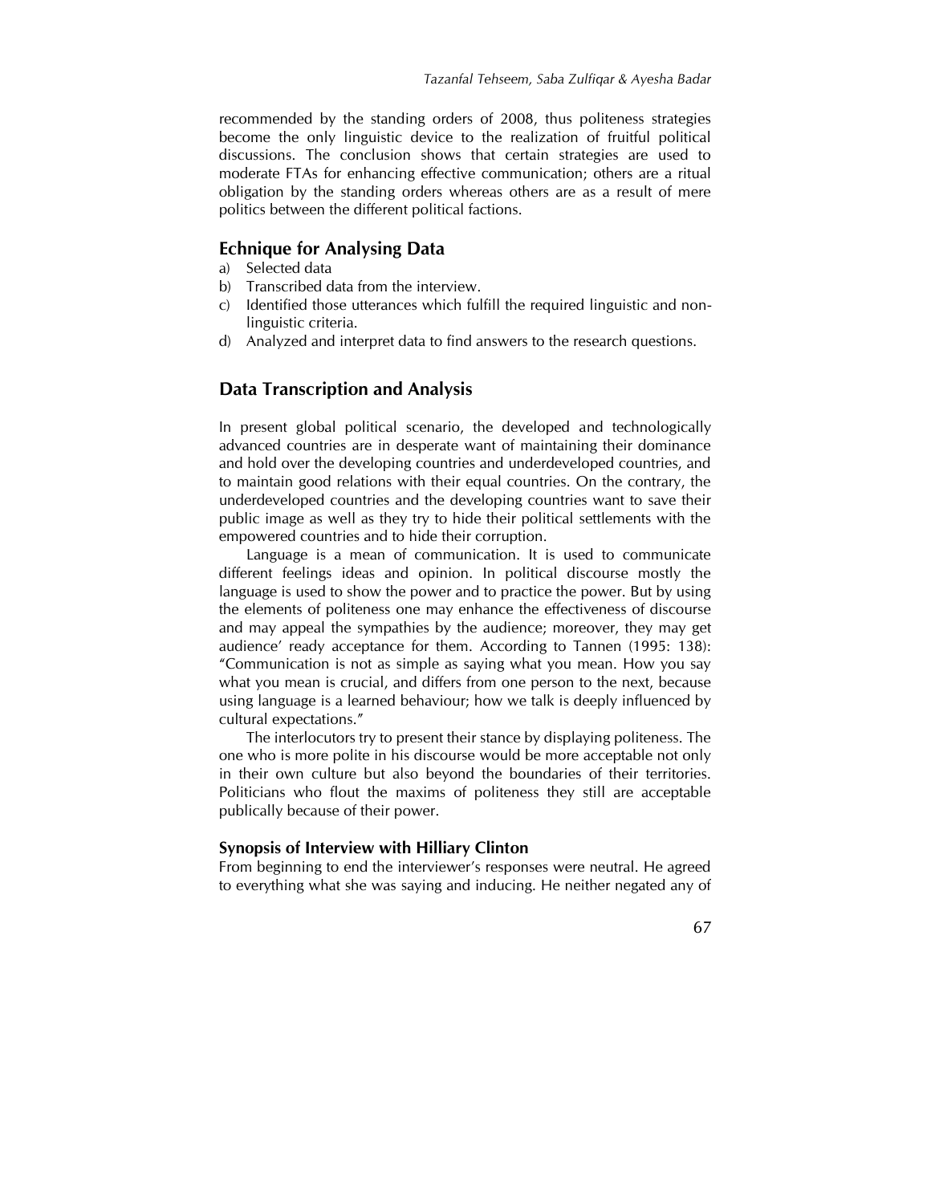recommended by the standing orders of 2008, thus politeness strategies become the only linguistic device to the realization of fruitful political discussions. The conclusion shows that certain strategies are used to moderate FTAs for enhancing effective communication; others are a ritual obligation by the standing orders whereas others are as a result of mere politics between the different political factions.

## Echnique for Analysing Data

a) Selected data
b) Transcribed data from the interview.
c) Identified those utterances which fulfill the required linguistic and non-linguistic criteria.
d) Analyzed and interpret data to find answers to the research questions.

## Data Transcription and Analysis

In present global political scenario, the developed and technologically advanced countries are in desperate want of maintaining their dominance and hold over the developing countries and underdeveloped countries, and to maintain good relations with their equal countries. On the contrary, the underdeveloped countries and the developing countries want to save their public image as well as they try to hide their political settlements with the empowered countries and to hide their corruption.

Language is a mean of communication. It is used to communicate different feelings ideas and opinion. In political discourse mostly the language is used to show the power and to practice the power. But by using the elements of politeness one may enhance the effectiveness of discourse and may appeal the sympathies by the audience; moreover, they may get audience' ready acceptance for them. According to Tannen (1995: 138): "Communication is not as simple as saying what you mean. How you say what you mean is crucial, and differs from one person to the next, because using language is a learned behaviour; how we talk is deeply influenced by cultural expectations."

The interlocutors try to present their stance by displaying politeness. The one who is more polite in his discourse would be more acceptable not only in their own culture but also beyond the boundaries of their territories. Politicians who flout the maxims of politeness they still are acceptable publically because of their power.

### Synopsis of Interview with Hilliary Clinton

From beginning to end the interviewer's responses were neutral. He agreed to everything what she was saying and inducing. He neither negated any of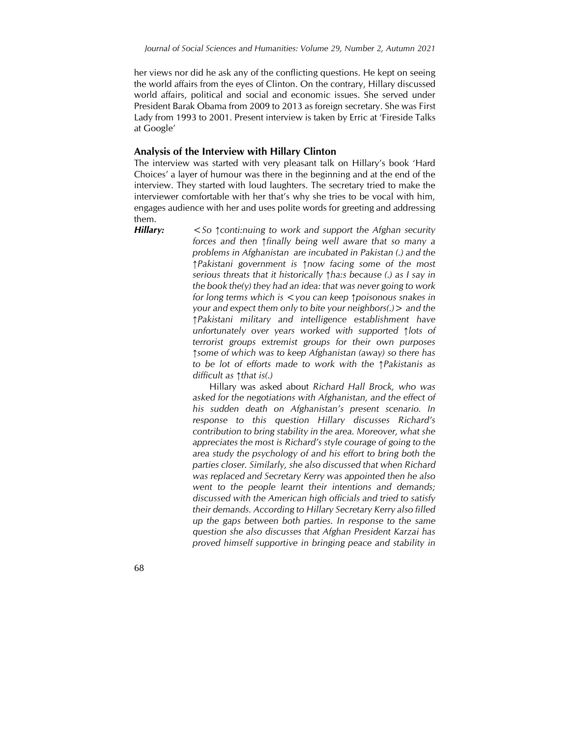her views nor did he ask any of the conflicting questions. He kept on seeing the world affairs from the eyes of Clinton. On the contrary, Hillary discussed world affairs, political and social and economic issues. She served under President Barak Obama from 2009 to 2013 as foreign secretary. She was First Lady from 1993 to 2001. Present interview is taken by Erric at 'Fireside Talks at Google'

## Analysis of the Interview with Hillary Clinton

The interview was started with very pleasant talk on Hillary's book 'Hard Choices' a layer of humour was there in the beginning and at the end of the interview. They started with loud laughters. The secretary tried to make the interviewer comfortable with her that's why she tries to be vocal with him, engages audience with her and uses polite words for greeting and addressing them.

***Hillary:*** *<So ↑conti:nuing to work and support the Afghan security forces and then ↑finally being well aware that so many a problems in Afghanistan are incubated in Pakistan (.) and the ↑Pakistani government is ↑now facing some of the most serious threats that it historically ↑ha:s because (.) as I say in the book the(y) they had an idea: that was never going to work for long terms which is <you can keep ↑poisonous snakes in your and expect them only to bite your neighbors(.)> and the ↑Pakistani military and intelligence establishment have unfortunately over years worked with supported ↑lots of terrorist groups extremist groups for their own purposes ↑some of which was to keep Afghanistan (away) so there has to be lot of efforts made to work with the ↑Pakistanis as difficult as ↑that is(.)*

Hillary was asked about *Richard Hall Brock, who was asked for the negotiations with Afghanistan, and the effect of his sudden death on Afghanistan's present scenario. In response to this question Hillary discusses Richard's contribution to bring stability in the area. Moreover, what she appreciates the most is Richard's style courage of going to the area study the psychology of and his effort to bring both the parties closer. Similarly, she also discussed that when Richard was replaced and Secretary Kerry was appointed then he also went to the people learnt their intentions and demands; discussed with the American high officials and tried to satisfy their demands. According to Hillary Secretary Kerry also filled up the gaps between both parties. In response to the same question she also discusses that Afghan President Karzai has proved himself supportive in bringing peace and stability in*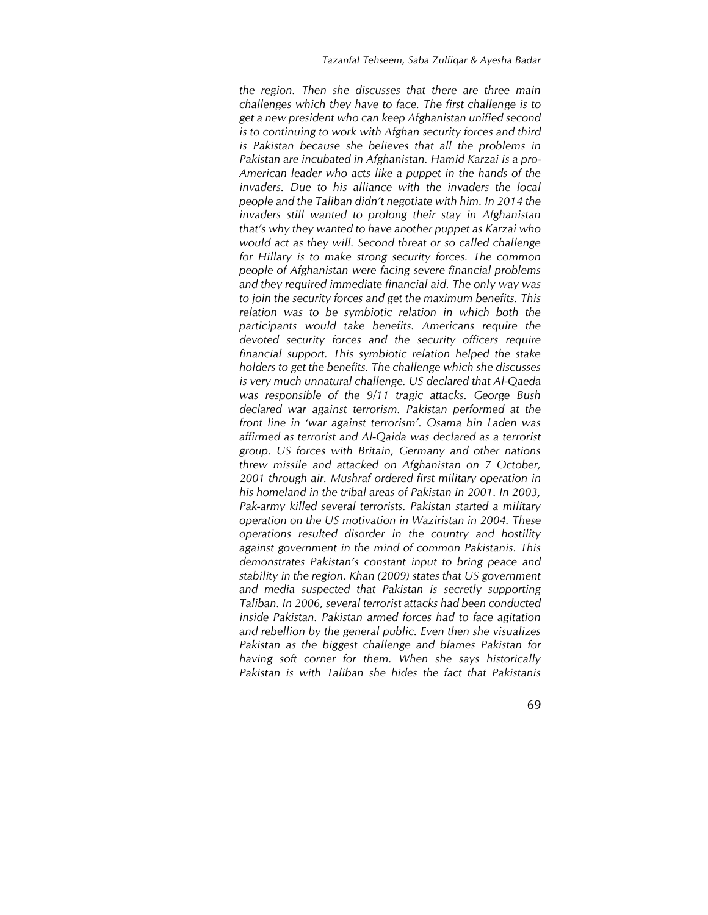*the region. Then she discusses that there are three main challenges which they have to face. The first challenge is to get a new president who can keep Afghanistan unified second is to continuing to work with Afghan security forces and third is Pakistan because she believes that all the problems in Pakistan are incubated in Afghanistan. Hamid Karzai is a pro-American leader who acts like a puppet in the hands of the invaders. Due to his alliance with the invaders the local people and the Taliban didn't negotiate with him. In 2014 the invaders still wanted to prolong their stay in Afghanistan that's why they wanted to have another puppet as Karzai who would act as they will. Second threat or so called challenge for Hillary is to make strong security forces. The common people of Afghanistan were facing severe financial problems and they required immediate financial aid. The only way was to join the security forces and get the maximum benefits. This relation was to be symbiotic relation in which both the participants would take benefits. Americans require the devoted security forces and the security officers require financial support. This symbiotic relation helped the stake holders to get the benefits. The challenge which she discusses is very much unnatural challenge. US declared that Al-Qaeda was responsible of the 9/11 tragic attacks. George Bush declared war against terrorism. Pakistan performed at the front line in 'war against terrorism'. Osama bin Laden was affirmed as terrorist and Al-Qaida was declared as a terrorist group. US forces with Britain, Germany and other nations threw missile and attacked on Afghanistan on 7 October, 2001 through air. Mushraf ordered first military operation in his homeland in the tribal areas of Pakistan in 2001. In 2003, Pak-army killed several terrorists. Pakistan started a military operation on the US motivation in Waziristan in 2004. These operations resulted disorder in the country and hostility against government in the mind of common Pakistanis. This demonstrates Pakistan's constant input to bring peace and stability in the region. Khan (2009) states that US government and media suspected that Pakistan is secretly supporting Taliban. In 2006, several terrorist attacks had been conducted inside Pakistan. Pakistan armed forces had to face agitation and rebellion by the general public. Even then she visualizes Pakistan as the biggest challenge and blames Pakistan for having soft corner for them. When she says historically Pakistan is with Taliban she hides the fact that Pakistanis*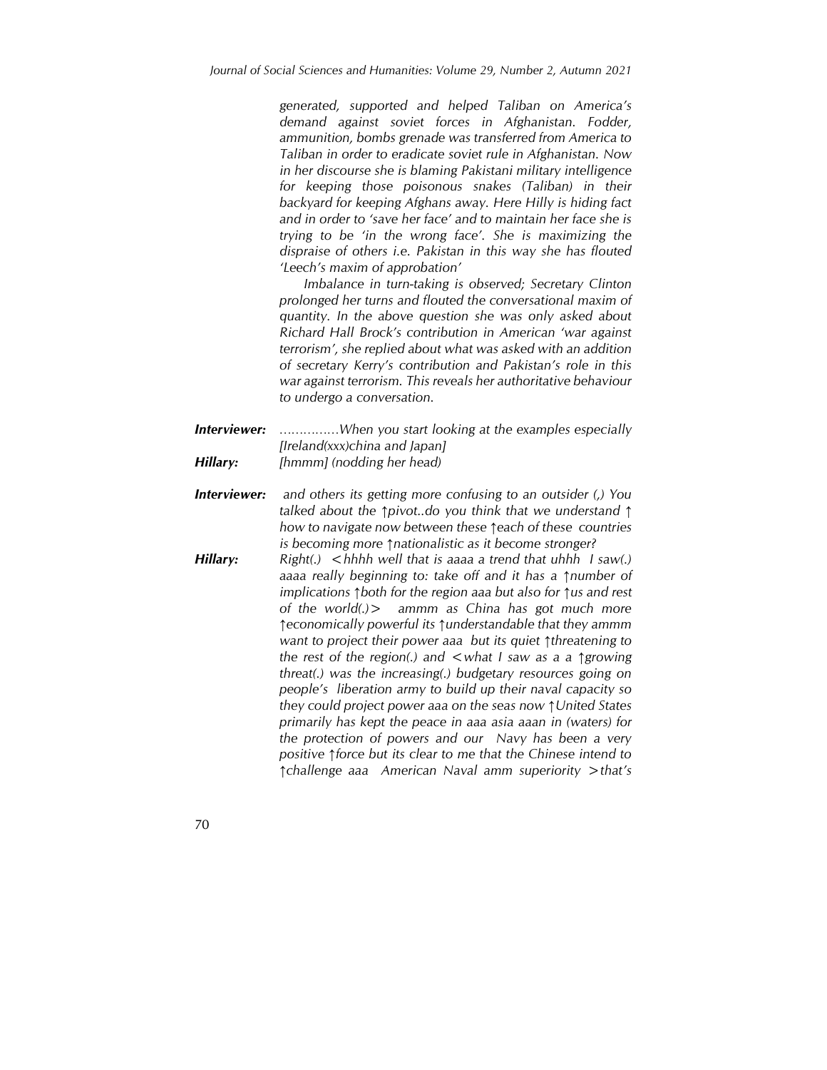*generated, supported and helped Taliban on America's demand against soviet forces in Afghanistan. Fodder, ammunition, bombs grenade was transferred from America to Taliban in order to eradicate soviet rule in Afghanistan. Now in her discourse she is blaming Pakistani military intelligence for keeping those poisonous snakes (Taliban) in their backyard for keeping Afghans away. Here Hilly is hiding fact and in order to 'save her face' and to maintain her face she is trying to be 'in the wrong face'. She is maximizing the dispraise of others i.e. Pakistan in this way she has flouted 'Leech's maxim of approbation'*

*Imbalance in turn-taking is observed; Secretary Clinton prolonged her turns and flouted the conversational maxim of quantity. In the above question she was only asked about Richard Hall Brock's contribution in American 'war against terrorism', she replied about what was asked with an addition of secretary Kerry's contribution and Pakistan's role in this war against terrorism. This reveals her authoritative behaviour to undergo a conversation.*

***Interviewer:*** *……………When you start looking at the examples especially [Ireland(xxx)china and Japan]*

***Hillary:*** *[hmmm] (nodding her head)*

***Interviewer:*** *and others its getting more confusing to an outsider (,) You talked about the ↑pivot..do you think that we understand ↑ how to navigate now between these ↑each of these countries is becoming more ↑nationalistic as it become stronger?*

***Hillary:*** *Right(.) <hhhh well that is aaaa a trend that uhhh I saw(.) aaaa really beginning to: take off and it has a ↑number of implications ↑both for the region aaa but also for ↑us and rest of the world(.)> ammm as China has got much more ↑economically powerful its ↑understandable that they ammm want to project their power aaa but its quiet ↑threatening to the rest of the region(.) and <what I saw as a a ↑growing threat(.) was the increasing(.) budgetary resources going on people's liberation army to build up their naval capacity so they could project power aaa on the seas now ↑United States primarily has kept the peace in aaa asia aaan in (waters) for the protection of powers and our Navy has been a very positive ↑force but its clear to me that the Chinese intend to ↑challenge aaa American Naval amm superiority >that's*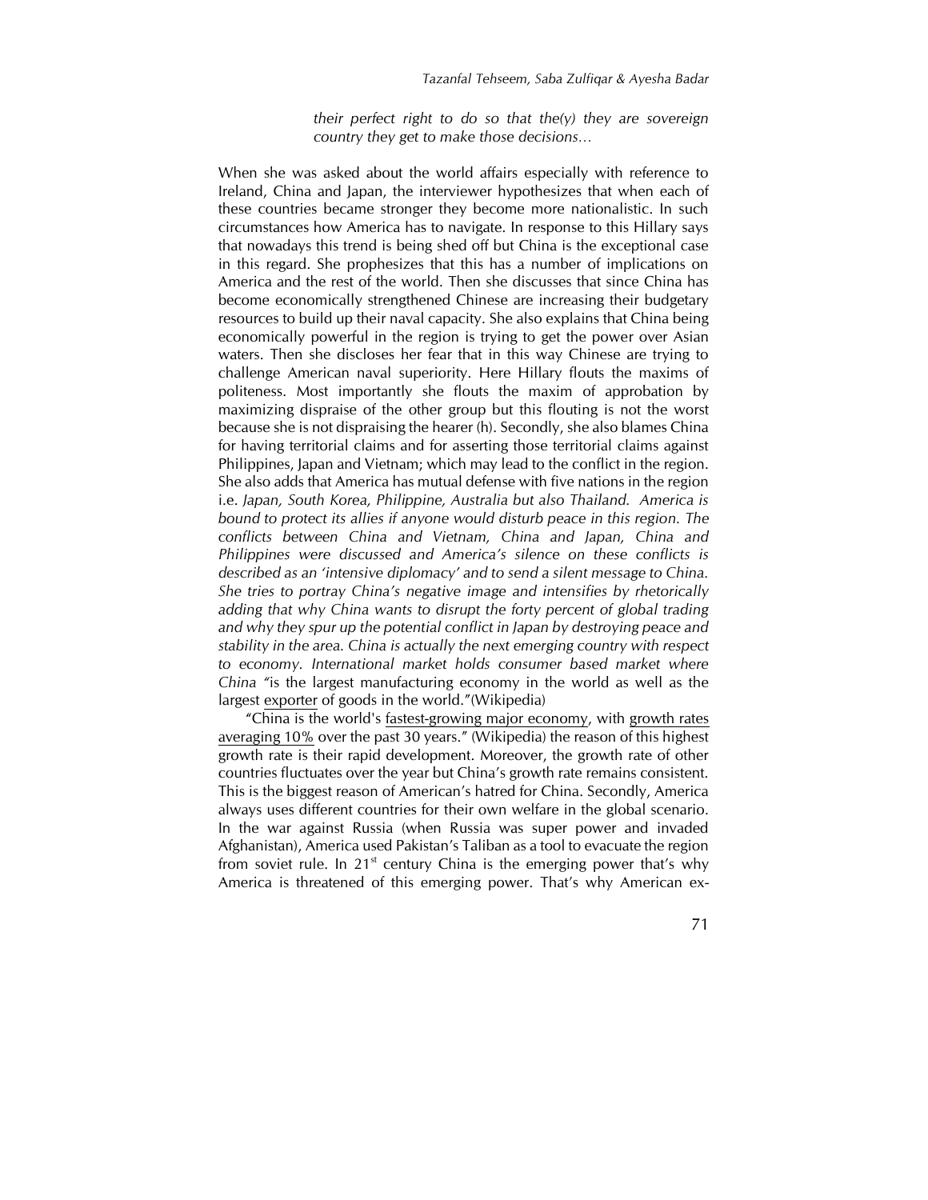*their perfect right to do so that the(y) they are sovereign country they get to make those decisions…*

When she was asked about the world affairs especially with reference to Ireland, China and Japan, the interviewer hypothesizes that when each of these countries became stronger they become more nationalistic. In such circumstances how America has to navigate. In response to this Hillary says that nowadays this trend is being shed off but China is the exceptional case in this regard. She prophesizes that this has a number of implications on America and the rest of the world. Then she discusses that since China has become economically strengthened Chinese are increasing their budgetary resources to build up their naval capacity. She also explains that China being economically powerful in the region is trying to get the power over Asian waters. Then she discloses her fear that in this way Chinese are trying to challenge American naval superiority. Here Hillary flouts the maxims of politeness. Most importantly she flouts the maxim of approbation by maximizing dispraise of the other group but this flouting is not the worst because she is not dispraising the hearer (h). Secondly, she also blames China for having territorial claims and for asserting those territorial claims against Philippines, Japan and Vietnam; which may lead to the conflict in the region. She also adds that America has mutual defense with five nations in the region i.e. *Japan, South Korea, Philippine, Australia but also Thailand. America is bound to protect its allies if anyone would disturb peace in this region. The conflicts between China and Vietnam, China and Japan, China and Philippines were discussed and America's silence on these conflicts is described as an 'intensive diplomacy' and to send a silent message to China. She tries to portray China's negative image and intensifies by rhetorically adding that why China wants to disrupt the forty percent of global trading and why they spur up the potential conflict in Japan by destroying peace and stability in the area. China is actually the next emerging country with respect to economy. International market holds consumer based market where China "*is the largest manufacturing economy in the world as well as the largest exporter of goods in the world."(Wikipedia)

"China is the world's fastest-growing major economy, with growth rates averaging 10% over the past 30 years." (Wikipedia) the reason of this highest growth rate is their rapid development. Moreover, the growth rate of other countries fluctuates over the year but China's growth rate remains consistent. This is the biggest reason of American's hatred for China. Secondly, America always uses different countries for their own welfare in the global scenario. In the war against Russia (when Russia was super power and invaded Afghanistan), America used Pakistan's Taliban as a tool to evacuate the region from soviet rule. In 21st century China is the emerging power that's why America is threatened of this emerging power. That's why American ex-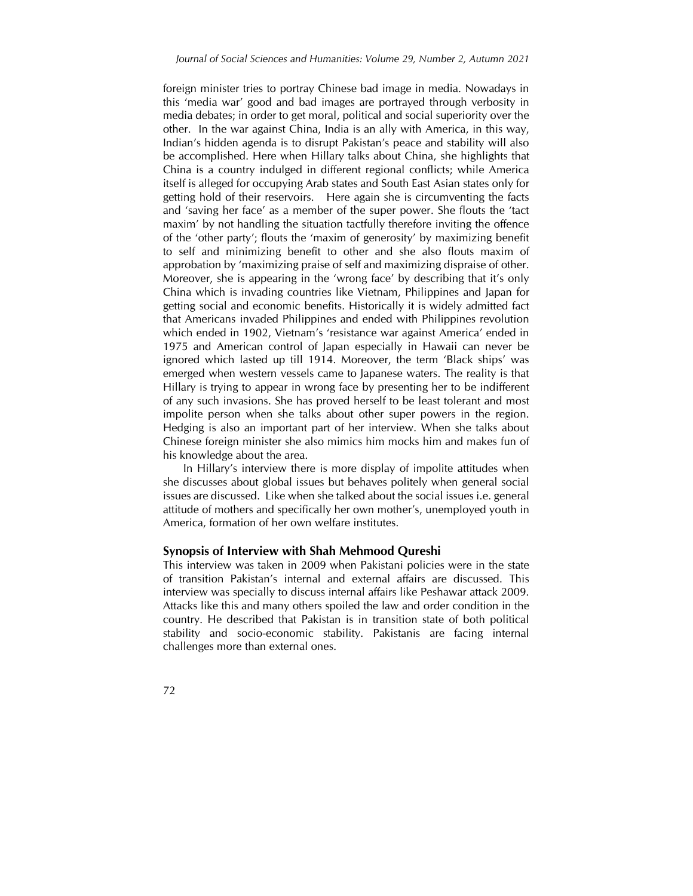foreign minister tries to portray Chinese bad image in media. Nowadays in this 'media war' good and bad images are portrayed through verbosity in media debates; in order to get moral, political and social superiority over the other. In the war against China, India is an ally with America, in this way, Indian's hidden agenda is to disrupt Pakistan's peace and stability will also be accomplished. Here when Hillary talks about China, she highlights that China is a country indulged in different regional conflicts; while America itself is alleged for occupying Arab states and South East Asian states only for getting hold of their reservoirs. Here again she is circumventing the facts and 'saving her face' as a member of the super power. She flouts the 'tact maxim' by not handling the situation tactfully therefore inviting the offence of the 'other party'; flouts the 'maxim of generosity' by maximizing benefit to self and minimizing benefit to other and she also flouts maxim of approbation by 'maximizing praise of self and maximizing dispraise of other. Moreover, she is appearing in the 'wrong face' by describing that it's only China which is invading countries like Vietnam, Philippines and Japan for getting social and economic benefits. Historically it is widely admitted fact that Americans invaded Philippines and ended with Philippines revolution which ended in 1902, Vietnam's 'resistance war against America' ended in 1975 and American control of Japan especially in Hawaii can never be ignored which lasted up till 1914. Moreover, the term 'Black ships' was emerged when western vessels came to Japanese waters. The reality is that Hillary is trying to appear in wrong face by presenting her to be indifferent of any such invasions. She has proved herself to be least tolerant and most impolite person when she talks about other super powers in the region. Hedging is also an important part of her interview. When she talks about Chinese foreign minister she also mimics him mocks him and makes fun of his knowledge about the area.

In Hillary's interview there is more display of impolite attitudes when she discusses about global issues but behaves politely when general social issues are discussed. Like when she talked about the social issues i.e. general attitude of mothers and specifically her own mother's, unemployed youth in America, formation of her own welfare institutes.

## Synopsis of Interview with Shah Mehmood Qureshi

This interview was taken in 2009 when Pakistani policies were in the state of transition Pakistan's internal and external affairs are discussed. This interview was specially to discuss internal affairs like Peshawar attack 2009. Attacks like this and many others spoiled the law and order condition in the country. He described that Pakistan is in transition state of both political stability and socio-economic stability. Pakistanis are facing internal challenges more than external ones.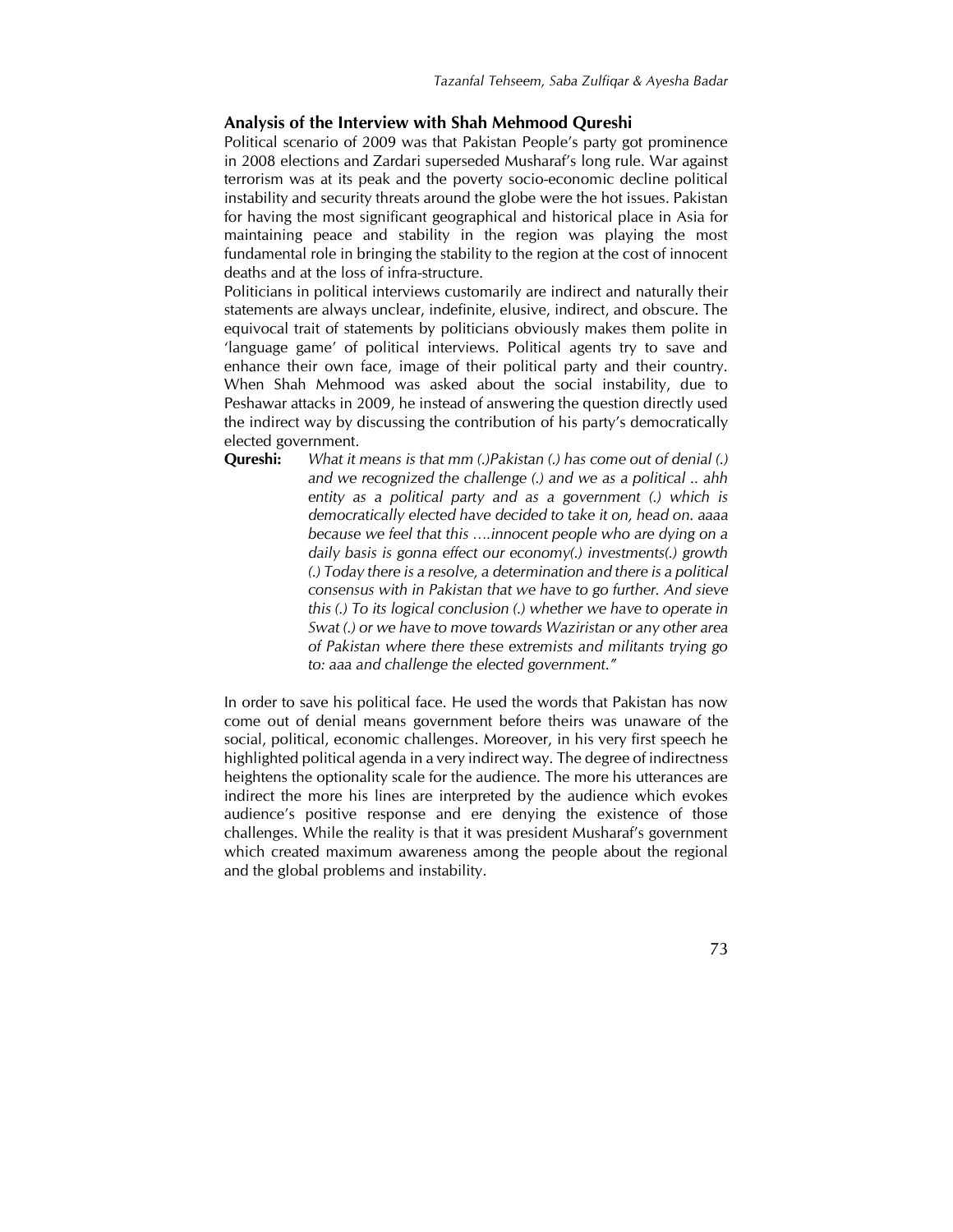## Analysis of the Interview with Shah Mehmood Qureshi

Political scenario of 2009 was that Pakistan People's party got prominence in 2008 elections and Zardari superseded Musharaf's long rule. War against terrorism was at its peak and the poverty socio-economic decline political instability and security threats around the globe were the hot issues. Pakistan for having the most significant geographical and historical place in Asia for maintaining peace and stability in the region was playing the most fundamental role in bringing the stability to the region at the cost of innocent deaths and at the loss of infra-structure.

Politicians in political interviews customarily are indirect and naturally their statements are always unclear, indefinite, elusive, indirect, and obscure. The equivocal trait of statements by politicians obviously makes them polite in 'language game' of political interviews. Political agents try to save and enhance their own face, image of their political party and their country. When Shah Mehmood was asked about the social instability, due to Peshawar attacks in 2009, he instead of answering the question directly used the indirect way by discussing the contribution of his party's democratically elected government.

**Qureshi:** *What it means is that mm (.)Pakistan (.) has come out of denial (.) and we recognized the challenge (.) and we as a political .. ahh entity as a political party and as a government (.) which is democratically elected have decided to take it on, head on. aaaa because we feel that this ….innocent people who are dying on a daily basis is gonna effect our economy(.) investments(.) growth (.) Today there is a resolve, a determination and there is a political consensus with in Pakistan that we have to go further. And sieve this (.) To its logical conclusion (.) whether we have to operate in Swat (.) or we have to move towards Waziristan or any other area of Pakistan where there these extremists and militants trying go to: aaa and challenge the elected government."*

In order to save his political face. He used the words that Pakistan has now come out of denial means government before theirs was unaware of the social, political, economic challenges. Moreover, in his very first speech he highlighted political agenda in a very indirect way. The degree of indirectness heightens the optionality scale for the audience. The more his utterances are indirect the more his lines are interpreted by the audience which evokes audience's positive response and ere denying the existence of those challenges. While the reality is that it was president Musharaf's government which created maximum awareness among the people about the regional and the global problems and instability.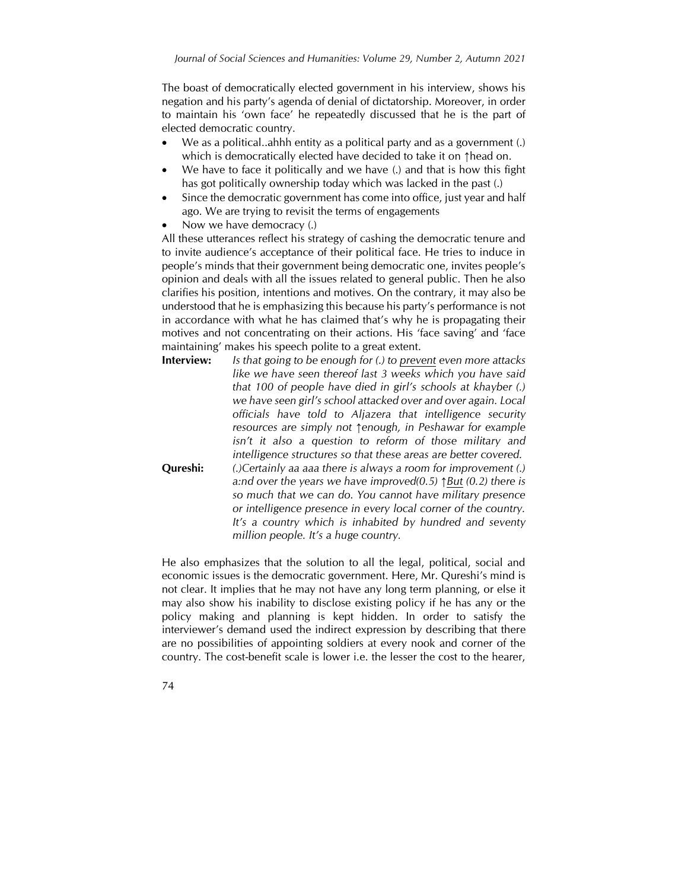The boast of democratically elected government in his interview, shows his negation and his party's agenda of denial of dictatorship. Moreover, in order to maintain his 'own face' he repeatedly discussed that he is the part of elected democratic country.

- We as a political..ahhh entity as a political party and as a government (.) which is democratically elected have decided to take it on ↑head on.
- We have to face it politically and we have (.) and that is how this fight has got politically ownership today which was lacked in the past (.)
- Since the democratic government has come into office, just year and half ago. We are trying to revisit the terms of engagements
- Now we have democracy (.)

All these utterances reflect his strategy of cashing the democratic tenure and to invite audience's acceptance of their political face. He tries to induce in people's minds that their government being democratic one, invites people's opinion and deals with all the issues related to general public. Then he also clarifies his position, intentions and motives. On the contrary, it may also be understood that he is emphasizing this because his party's performance is not in accordance with what he has claimed that's why he is propagating their motives and not concentrating on their actions. His 'face saving' and 'face maintaining' makes his speech polite to a great extent.

**Interview:** *Is that going to be enough for (.) to <u>prevent</u> even more attacks like we have seen thereof last 3 weeks which you have said that 100 of people have died in girl's schools at khayber (.) we have seen girl's school attacked over and over again. Local officials have told to Aljazera that intelligence security resources are simply not ↑enough, in Peshawar for example isn't it also a question to reform of those military and intelligence structures so that these areas are better covered.*

**Qureshi:** *(.)Certainly aa aaa there is always a room for improvement (.) a:nd over the years we have improved(0.5) ↑<u>But</u> (0.2) there is so much that we can do. You cannot have military presence or intelligence presence in every local corner of the country. It's a country which is inhabited by hundred and seventy million people. It's a huge country.*

He also emphasizes that the solution to all the legal, political, social and economic issues is the democratic government. Here, Mr. Qureshi's mind is not clear. It implies that he may not have any long term planning, or else it may also show his inability to disclose existing policy if he has any or the policy making and planning is kept hidden. In order to satisfy the interviewer's demand used the indirect expression by describing that there are no possibilities of appointing soldiers at every nook and corner of the country. The cost-benefit scale is lower i.e. the lesser the cost to the hearer,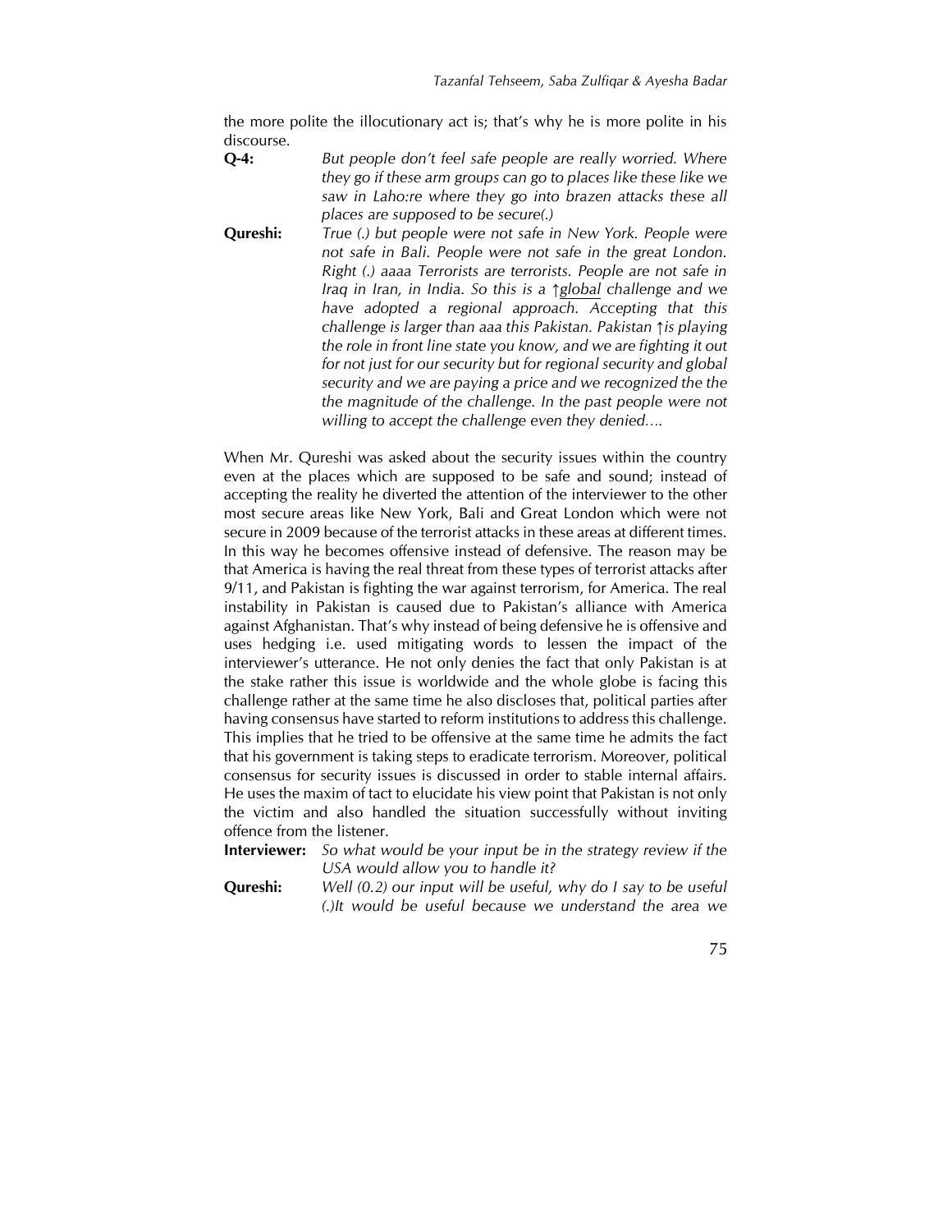the more polite the illocutionary act is; that's why he is more polite in his discourse.

**Q-4:** *But people don't feel safe people are really worried. Where they go if these arm groups can go to places like these like we saw in Laho:re where they go into brazen attacks these all places are supposed to be secure(.)*

**Qureshi:** *True (.) but people were not safe in New York. People were not safe in Bali. People were not safe in the great London. Right (.) aaaa Terrorists are terrorists. People are not safe in Iraq in Iran, in India. So this is a ↑<u>global</u> challenge and we have adopted a regional approach. Accepting that this challenge is larger than aaa this Pakistan. Pakistan ↑is playing the role in front line state you know, and we are fighting it out for not just for our security but for regional security and global security and we are paying a price and we recognized the the the magnitude of the challenge. In the past people were not willing to accept the challenge even they denied….*

When Mr. Qureshi was asked about the security issues within the country even at the places which are supposed to be safe and sound; instead of accepting the reality he diverted the attention of the interviewer to the other most secure areas like New York, Bali and Great London which were not secure in 2009 because of the terrorist attacks in these areas at different times. In this way he becomes offensive instead of defensive. The reason may be that America is having the real threat from these types of terrorist attacks after 9/11, and Pakistan is fighting the war against terrorism, for America. The real instability in Pakistan is caused due to Pakistan's alliance with America against Afghanistan. That's why instead of being defensive he is offensive and uses hedging i.e. used mitigating words to lessen the impact of the interviewer's utterance. He not only denies the fact that only Pakistan is at the stake rather this issue is worldwide and the whole globe is facing this challenge rather at the same time he also discloses that, political parties after having consensus have started to reform institutions to address this challenge. This implies that he tried to be offensive at the same time he admits the fact that his government is taking steps to eradicate terrorism. Moreover, political consensus for security issues is discussed in order to stable internal affairs. He uses the maxim of tact to elucidate his view point that Pakistan is not only the victim and also handled the situation successfully without inviting offence from the listener.

**Interviewer:** *So what would be your input be in the strategy review if the USA would allow you to handle it?*

**Qureshi:** *Well (0.2) our input will be useful, why do I say to be useful (.)It would be useful because we understand the area we*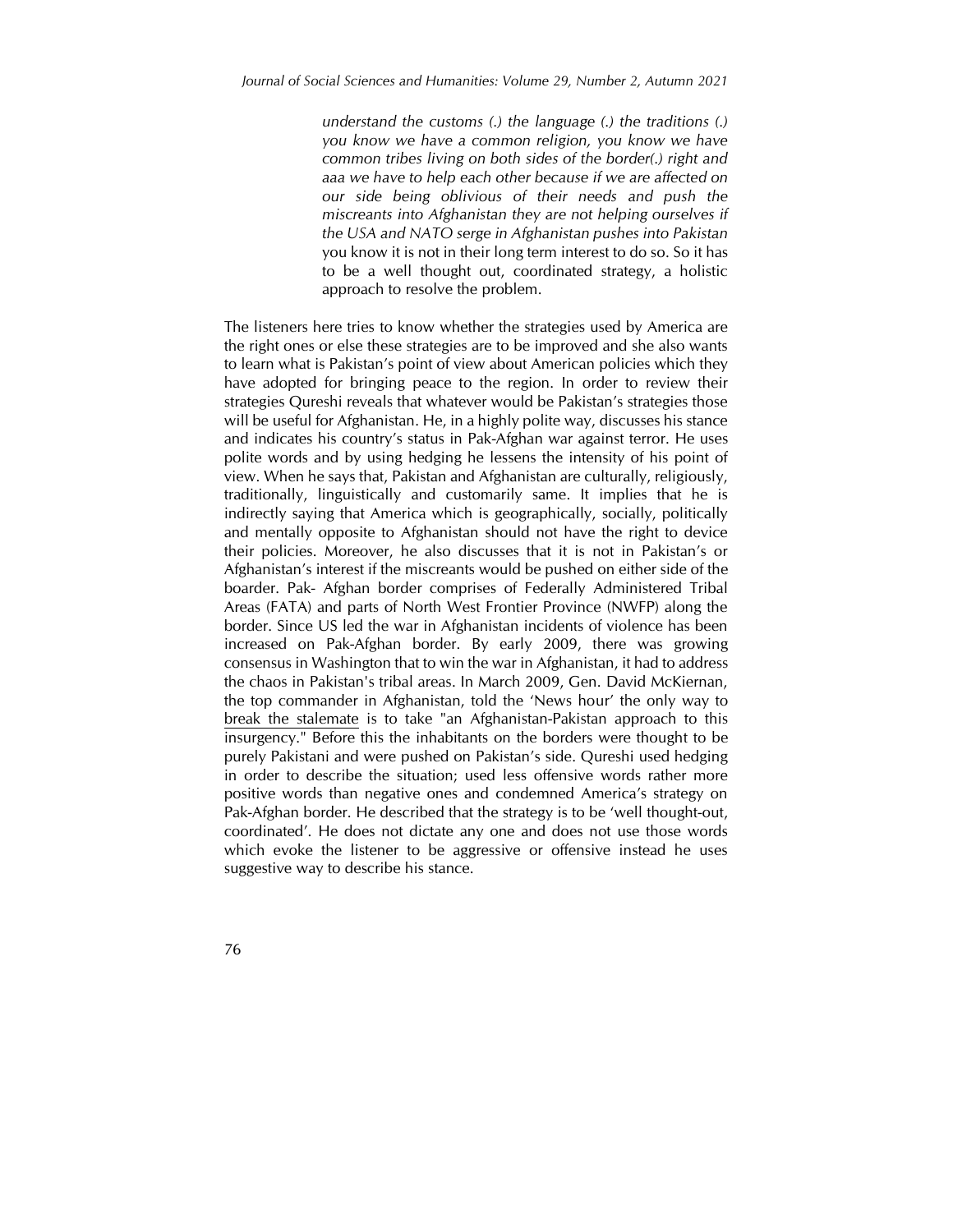> *understand the customs (.) the language (.) the traditions (.) you know we have a common religion, you know we have common tribes living on both sides of the border(.) right and aaa we have to help each other because if we are affected on our side being oblivious of their needs and push the miscreants into Afghanistan they are not helping ourselves if the USA and NATO serge in Afghanistan pushes into Pakistan* you know it is not in their long term interest to do so. So it has to be a well thought out, coordinated strategy, a holistic approach to resolve the problem.

The listeners here tries to know whether the strategies used by America are the right ones or else these strategies are to be improved and she also wants to learn what is Pakistan's point of view about American policies which they have adopted for bringing peace to the region. In order to review their strategies Qureshi reveals that whatever would be Pakistan's strategies those will be useful for Afghanistan. He, in a highly polite way, discusses his stance and indicates his country's status in Pak-Afghan war against terror. He uses polite words and by using hedging he lessens the intensity of his point of view. When he says that, Pakistan and Afghanistan are culturally, religiously, traditionally, linguistically and customarily same. It implies that he is indirectly saying that America which is geographically, socially, politically and mentally opposite to Afghanistan should not have the right to device their policies. Moreover, he also discusses that it is not in Pakistan's or Afghanistan's interest if the miscreants would be pushed on either side of the boarder. Pak- Afghan border comprises of Federally Administered Tribal Areas (FATA) and parts of North West Frontier Province (NWFP) along the border. Since US led the war in Afghanistan incidents of violence has been increased on Pak-Afghan border. By early 2009, there was growing consensus in Washington that to win the war in Afghanistan, it had to address the chaos in Pakistan's tribal areas. In March 2009, Gen. David McKiernan, the top commander in Afghanistan, told the 'News hour' the only way to break the stalemate is to take "an Afghanistan-Pakistan approach to this insurgency." Before this the inhabitants on the borders were thought to be purely Pakistani and were pushed on Pakistan's side. Qureshi used hedging in order to describe the situation; used less offensive words rather more positive words than negative ones and condemned America's strategy on Pak-Afghan border. He described that the strategy is to be 'well thought-out, coordinated'. He does not dictate any one and does not use those words which evoke the listener to be aggressive or offensive instead he uses suggestive way to describe his stance.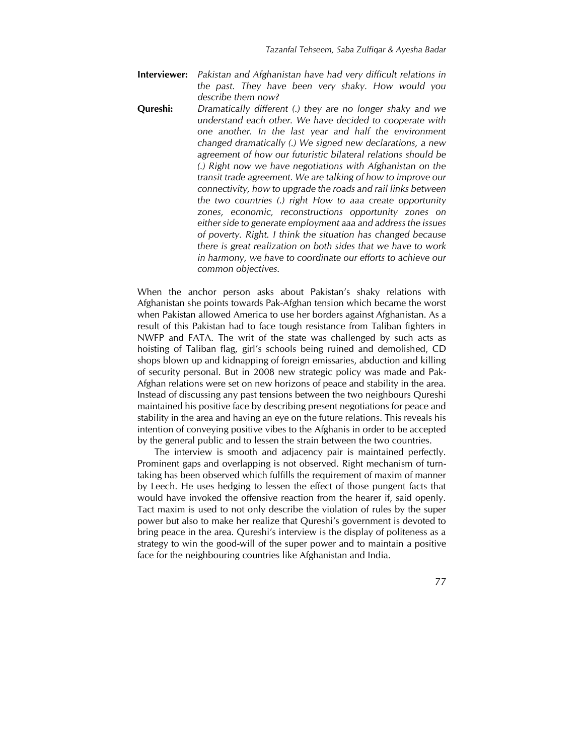**Interviewer:** *Pakistan and Afghanistan have had very difficult relations in the past. They have been very shaky. How would you describe them now?*

**Qureshi:** *Dramatically different (.) they are no longer shaky and we understand each other. We have decided to cooperate with one another. In the last year and half the environment changed dramatically (.) We signed new declarations, a new agreement of how our futuristic bilateral relations should be (.) Right now we have negotiations with Afghanistan on the transit trade agreement. We are talking of how to improve our connectivity, how to upgrade the roads and rail links between the two countries (.) right How to aaa create opportunity zones, economic, reconstructions opportunity zones on either side to generate employment aaa and address the issues of poverty. Right. I think the situation has changed because there is great realization on both sides that we have to work in harmony, we have to coordinate our efforts to achieve our common objectives.*

When the anchor person asks about Pakistan's shaky relations with Afghanistan she points towards Pak-Afghan tension which became the worst when Pakistan allowed America to use her borders against Afghanistan. As a result of this Pakistan had to face tough resistance from Taliban fighters in NWFP and FATA. The writ of the state was challenged by such acts as hoisting of Taliban flag, girl's schools being ruined and demolished, CD shops blown up and kidnapping of foreign emissaries, abduction and killing of security personal. But in 2008 new strategic policy was made and Pak-Afghan relations were set on new horizons of peace and stability in the area. Instead of discussing any past tensions between the two neighbours Qureshi maintained his positive face by describing present negotiations for peace and stability in the area and having an eye on the future relations. This reveals his intention of conveying positive vibes to the Afghanis in order to be accepted by the general public and to lessen the strain between the two countries.

The interview is smooth and adjacency pair is maintained perfectly. Prominent gaps and overlapping is not observed. Right mechanism of turn-taking has been observed which fulfills the requirement of maxim of manner by Leech. He uses hedging to lessen the effect of those pungent facts that would have invoked the offensive reaction from the hearer if, said openly. Tact maxim is used to not only describe the violation of rules by the super power but also to make her realize that Qureshi's government is devoted to bring peace in the area. Qureshi's interview is the display of politeness as a strategy to win the good-will of the super power and to maintain a positive face for the neighbouring countries like Afghanistan and India.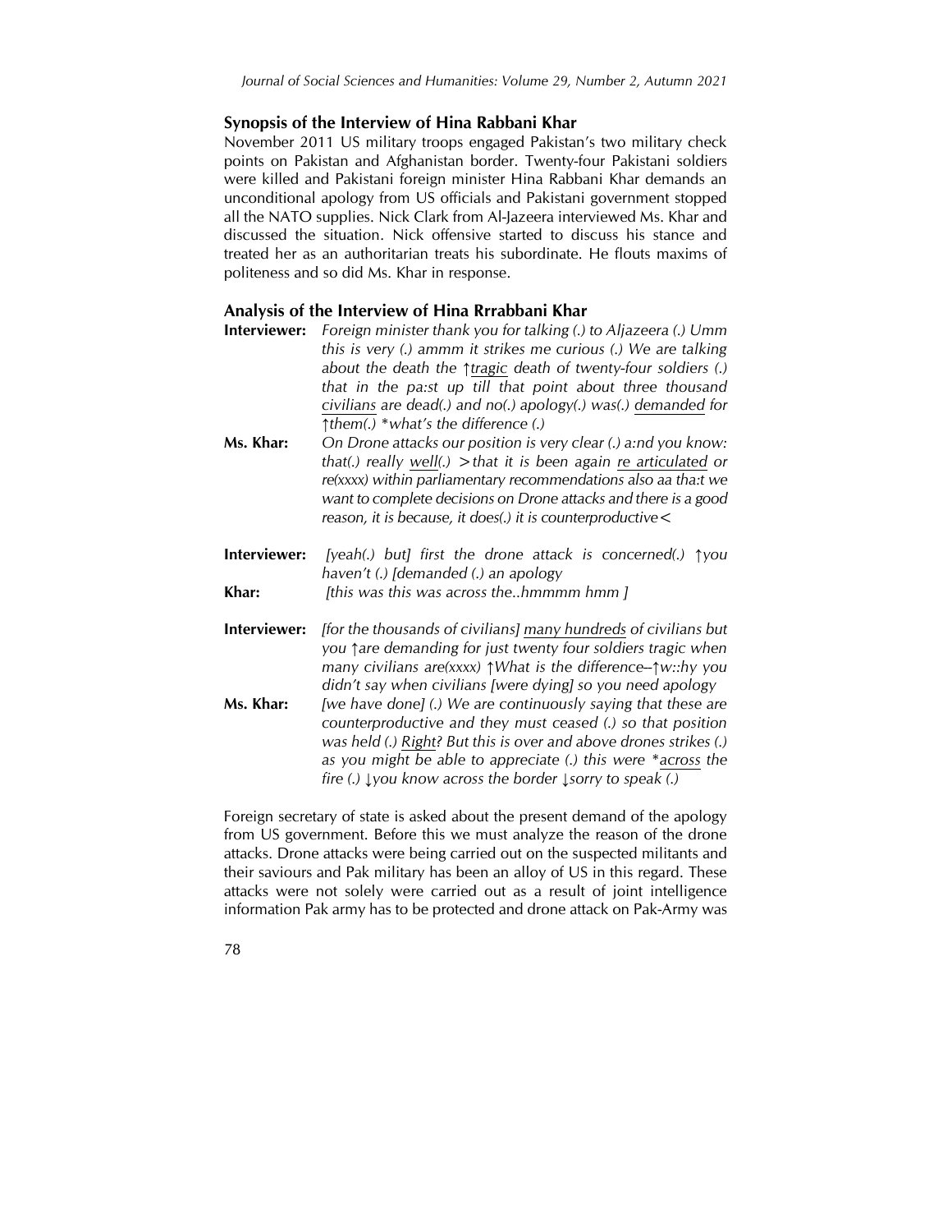## Synopsis of the Interview of Hina Rabbani Khar

November 2011 US military troops engaged Pakistan's two military check points on Pakistan and Afghanistan border. Twenty-four Pakistani soldiers were killed and Pakistani foreign minister Hina Rabbani Khar demands an unconditional apology from US officials and Pakistani government stopped all the NATO supplies. Nick Clark from Al-Jazeera interviewed Ms. Khar and discussed the situation. Nick offensive started to discuss his stance and treated her as an authoritarian treats his subordinate. He flouts maxims of politeness and so did Ms. Khar in response.

## Analysis of the Interview of Hina Rrrabbani Khar

**Interviewer:** *Foreign minister thank you for talking (.) to Aljazeera (.) Umm this is very (.) ammm it strikes me curious (.) We are talking about the death the ↑tragic death of twenty-four soldiers (.) that in the pa:st up till that point about three thousand civilians are dead(.) and no(.) apology(.) was(.) demanded for ↑them(.) *what's the difference (.)*

**Ms. Khar:** *On Drone attacks our position is very clear (.) a:nd you know: that(.) really well(.) >that it is been again re articulated or re(xxxx) within parliamentary recommendations also aa tha:t we want to complete decisions on Drone attacks and there is a good reason, it is because, it does(.) it is counterproductive<*

**Interviewer:** *[yeah(.) but] first the drone attack is concerned(.) ↑you haven't (.) [demanded (.) an apology*

**Khar:** *[this was this was across the..hmmmm hmm ]*

**Interviewer:** *[for the thousands of civilians] many hundreds of civilians but you ↑are demanding for just twenty four soldiers tragic when many civilians are(xxxx) ↑What is the difference--↑w::hy you didn't say when civilians [were dying] so you need apology*

**Ms. Khar:** *[we have done] (.) We are continuously saying that these are counterproductive and they must ceased (.) so that position was held (.) Right? But this is over and above drones strikes (.) as you might be able to appreciate (.) this were *across the fire (.) ↓you know across the border ↓sorry to speak (.)*

Foreign secretary of state is asked about the present demand of the apology from US government. Before this we must analyze the reason of the drone attacks. Drone attacks were being carried out on the suspected militants and their saviours and Pak military has been an alloy of US in this regard. These attacks were not solely were carried out as a result of joint intelligence information Pak army has to be protected and drone attack on Pak-Army was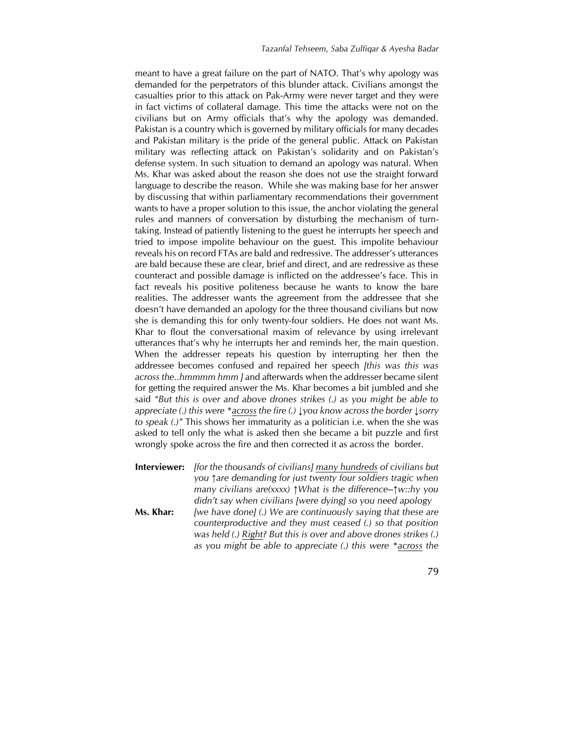meant to have a great failure on the part of NATO. That's why apology was demanded for the perpetrators of this blunder attack. Civilians amongst the casualties prior to this attack on Pak-Army were never target and they were in fact victims of collateral damage. This time the attacks were not on the civilians but on Army officials that's why the apology was demanded. Pakistan is a country which is governed by military officials for many decades and Pakistan military is the pride of the general public. Attack on Pakistan military was reflecting attack on Pakistan's solidarity and on Pakistan's defense system. In such situation to demand an apology was natural. When Ms. Khar was asked about the reason she does not use the straight forward language to describe the reason. While she was making base for her answer by discussing that within parliamentary recommendations their government wants to have a proper solution to this issue, the anchor violating the general rules and manners of conversation by disturbing the mechanism of turn-taking. Instead of patiently listening to the guest he interrupts her speech and tried to impose impolite behaviour on the guest. This impolite behaviour reveals his on record FTAs are bald and redressive. The addresser's utterances are bald because these are clear, brief and direct, and are redressive as these counteract and possible damage is inflicted on the addressee's face. This in fact reveals his positive politeness because he wants to know the bare realities. The addresser wants the agreement from the addressee that she doesn't have demanded an apology for the three thousand civilians but now she is demanding this for only twenty-four soldiers. He does not want Ms. Khar to flout the conversational maxim of relevance by using irrelevant utterances that's why he interrupts her and reminds her, the main question. When the addresser repeats his question by interrupting her then the addressee becomes confused and repaired her speech *[this was this was across the..hmmmm hmm ]* and afterwards when the addresser became silent for getting the required answer the Ms. Khar becomes a bit jumbled and she said *"But this is over and above drones strikes (.) as you might be able to appreciate (.) this were *<u>across</u> the fire (.) ↓you know across the border ↓sorry to speak (.)"* This shows her immaturity as a politician i.e. when the she was asked to tell only the what is asked then she became a bit puzzle and first wrongly spoke across the fire and then corrected it as across the border.

**Interviewer:** *[for the thousands of civilians] <u>many hundreds</u> of civilians but you ↑are demanding for just twenty four soldiers tragic when many civilians are(xxxx) ↑What is the difference--↑w::hy you didn't say when civilians [were dying] so you need apology*

**Ms. Khar:** *[we have done] (.) We are continuously saying that these are counterproductive and they must ceased (.) so that position was held (.) <u>Right</u>? But this is over and above drones strikes (.) as you might be able to appreciate (.) this were *<u>across</u> the*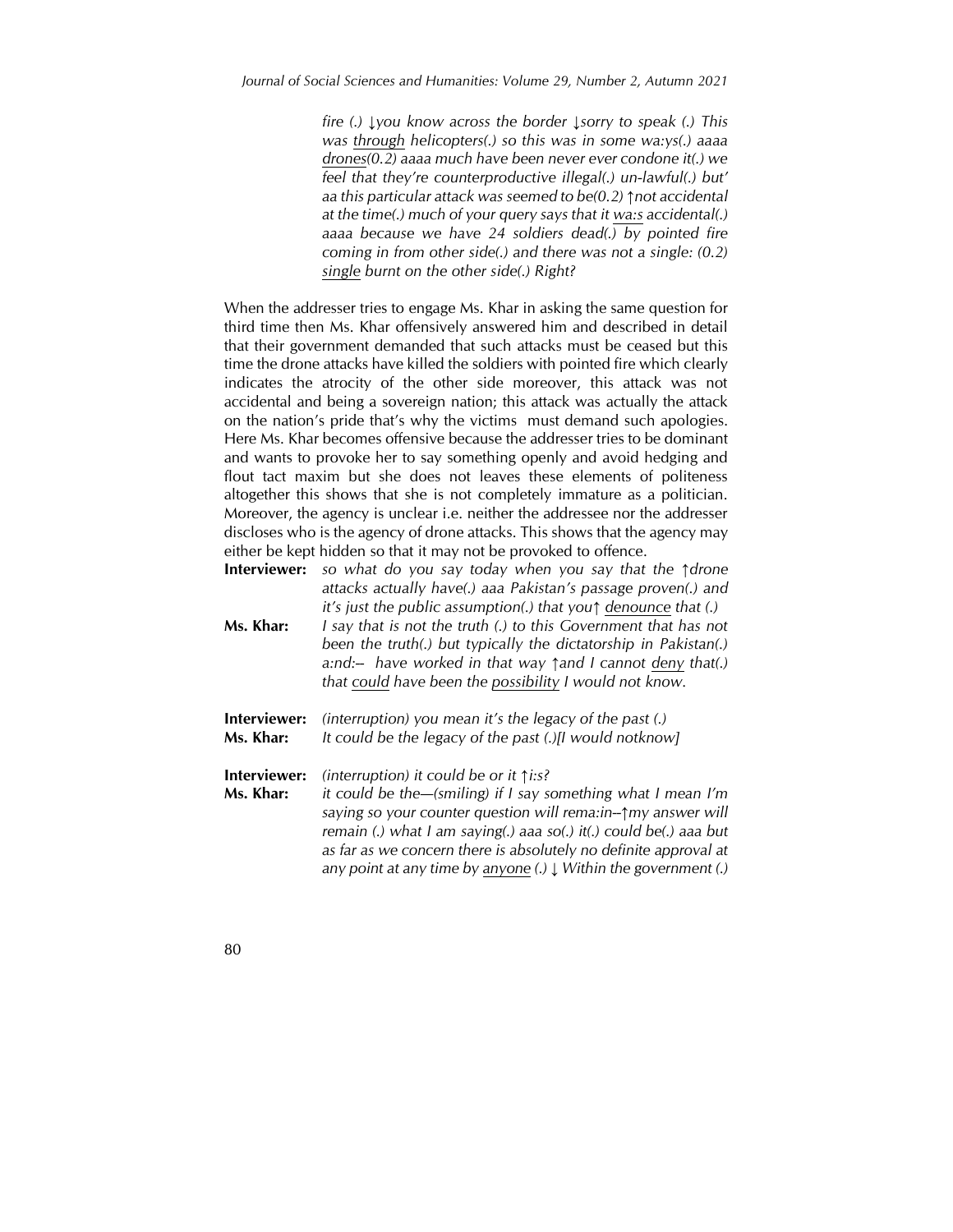*fire (.) ↓you know across the border ↓sorry to speak (.) This was <u>through</u> helicopters(.) so this was in some wa:ys(.) aaaa <u>drones</u>(0.2) aaaa much have been never ever condone it(.) we feel that they're counterproductive illegal(.) un-lawful(.) but' aa this particular attack was seemed to be(0.2) ↑not accidental at the time(.) much of your query says that it <u>wa:s</u> accidental(.) aaaa because we have 24 soldiers dead(.) <u>by</u> pointed fire coming in from other side(.) and there was not a single: (0.2) <u>single</u> burnt on the other side(.) Right?*

When the addresser tries to engage Ms. Khar in asking the same question for third time then Ms. Khar offensively answered him and described in detail that their government demanded that such attacks must be ceased but this time the drone attacks have killed the soldiers with pointed fire which clearly indicates the atrocity of the other side moreover, this attack was not accidental and being a sovereign nation; this attack was actually the attack on the nation's pride that's why the victims must demand such apologies. Here Ms. Khar becomes offensive because the addresser tries to be dominant and wants to provoke her to say something openly and avoid hedging and flout tact maxim but she does not leaves these elements of politeness altogether this shows that she is not completely immature as a politician. Moreover, the agency is unclear i.e. neither the addressee nor the addresser discloses who is the agency of drone attacks. This shows that the agency may either be kept hidden so that it may not be provoked to offence.

**Interviewer:** *so what do you say today when you say that the ↑drone attacks actually have(.) aaa Pakistan's passage proven(.) and it's just the public assumption(.) that you↑ <u>denounce</u> that (.)*

**Ms. Khar:** *I say that is not the truth (.) to this Government that has not been the truth(.) but typically the dictatorship in Pakistan(.) a:nd:– have worked in that way ↑and I cannot <u>deny</u> that(.) that <u>could</u> have been the <u>possibility</u> I would not know.*

**Interviewer:** *(interruption) you mean it's the legacy of the past (.)*

**Ms. Khar:** *It could be the legacy of the past (.)[I would notknow]*

**Interviewer:** *(interruption) it could be or it ↑i:s?*

**Ms. Khar:** *it could be the—(smiling) if I say something what I mean I'm saying so your counter question will rema:in–↑my answer will remain (.) what I am saying(.) aaa so(.) it(.) could be(.) aaa but as far as we concern there is absolutely no definite approval at any point at any time by <u>anyone</u> (.) ↓ Within the government (.)*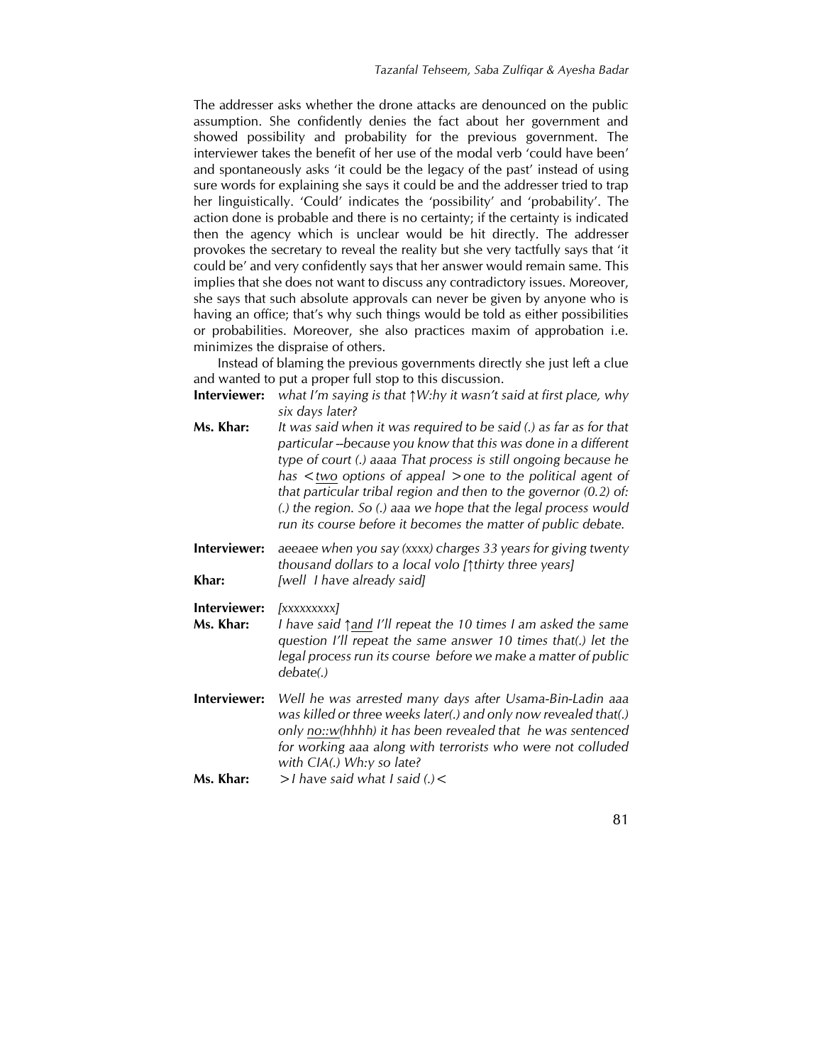The addresser asks whether the drone attacks are denounced on the public assumption. She confidently denies the fact about her government and showed possibility and probability for the previous government. The interviewer takes the benefit of her use of the modal verb 'could have been' and spontaneously asks 'it could be the legacy of the past' instead of using sure words for explaining she says it could be and the addresser tried to trap her linguistically. 'Could' indicates the 'possibility' and 'probability'. The action done is probable and there is no certainty; if the certainty is indicated then the agency which is unclear would be hit directly. The addresser provokes the secretary to reveal the reality but she very tactfully says that 'it could be' and very confidently says that her answer would remain same. This implies that she does not want to discuss any contradictory issues. Moreover, she says that such absolute approvals can never be given by anyone who is having an office; that's why such things would be told as either possibilities or probabilities. Moreover, she also practices maxim of approbation i.e. minimizes the dispraise of others.

Instead of blaming the previous governments directly she just left a clue and wanted to put a proper full stop to this discussion.

**Interviewer:** *what I'm saying is that ↑W:hy it wasn't said at first place, why six days later?*

**Ms. Khar:** *It was said when it was required to be said (.) as far as for that particular –because you know that this was done in a different type of court (.) aaaa That process is still ongoing because he has <<u>two</u> options of appeal >one to the political agent of that particular tribal region and then to the governor (0.2) of: (.) the region. So (.) aaa we hope that the legal process would run its course before it becomes the matter of public debate.*

**Interviewer:** *aeeaee when you say (xxxx) charges 33 years for giving twenty thousand dollars to a local volo [↑thirty three years]*

**Khar:** *[well I have already said]*

**Interviewer:** *[xxxxxxxxx]*

**Ms. Khar:** *I have said ↑<u>and</u> I'll repeat the 10 times I am asked the same question I'll repeat the same answer 10 times that(.) let the legal process run its course before we make a matter of public debate(.)*

**Interviewer:** *Well he was arrested many days after Usama-Bin-Ladin aaa was killed or three weeks later(.) and only now revealed that(.) only <u>no::w</u>(hhhh) it has been revealed that he was sentenced for working aaa along with terrorists who were not colluded with CIA(.) Wh:y so late?*

**Ms. Khar:** *>I have said what I said (.)<*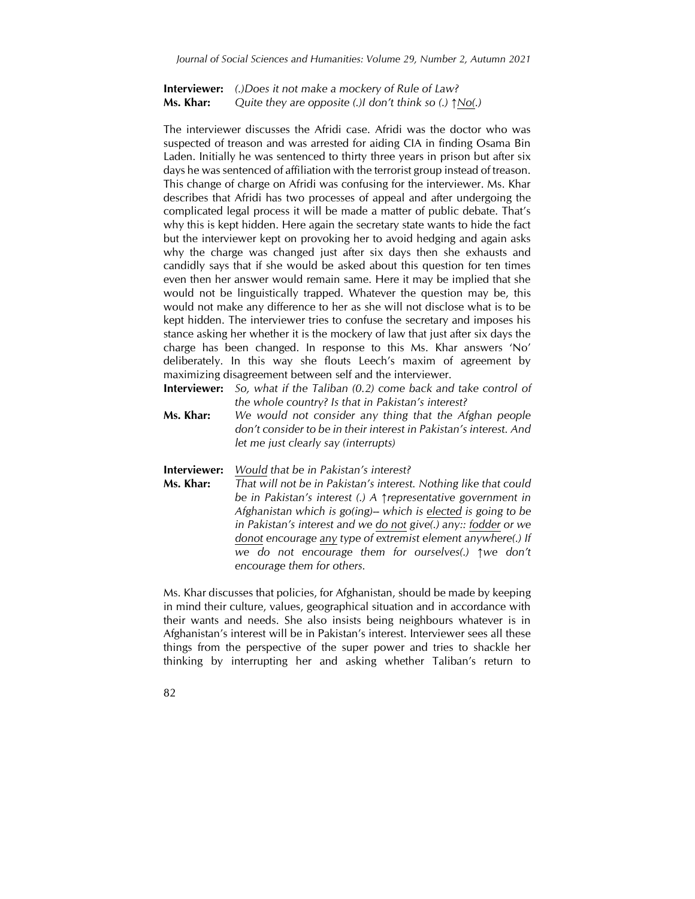**Interviewer:** *(.)Does it not make a mockery of Rule of Law?*
**Ms. Khar:** *Quite they are opposite (.)I don't think so (.) ↑No(.)*

The interviewer discusses the Afridi case. Afridi was the doctor who was suspected of treason and was arrested for aiding CIA in finding Osama Bin Laden. Initially he was sentenced to thirty three years in prison but after six days he was sentenced of affiliation with the terrorist group instead of treason. This change of charge on Afridi was confusing for the interviewer. Ms. Khar describes that Afridi has two processes of appeal and after undergoing the complicated legal process it will be made a matter of public debate. That's why this is kept hidden. Here again the secretary state wants to hide the fact but the interviewer kept on provoking her to avoid hedging and again asks why the charge was changed just after six days then she exhausts and candidly says that if she would be asked about this question for ten times even then her answer would remain same. Here it may be implied that she would not be linguistically trapped. Whatever the question may be, this would not make any difference to her as she will not disclose what is to be kept hidden. The interviewer tries to confuse the secretary and imposes his stance asking her whether it is the mockery of law that just after six days the charge has been changed. In response to this Ms. Khar answers 'No' deliberately. In this way she flouts Leech's maxim of agreement by maximizing disagreement between self and the interviewer.

**Interviewer:** *So, what if the Taliban (0.2) come back and take control of the whole country? Is that in Pakistan's interest?*
**Ms. Khar:** *We would not consider any thing that the Afghan people don't consider to be in their interest in Pakistan's interest. And let me just clearly say (interrupts)*

**Interviewer:** *Would that be in Pakistan's interest?*
**Ms. Khar:** *That will not be in Pakistan's interest. Nothing like that could be in Pakistan's interest (.) A ↑representative government in Afghanistan which is go(ing)– which is elected is going to be in Pakistan's interest and we do not give(.) any:: fodder or we donot encourage any type of extremist element anywhere(.) If we do not encourage them for ourselves(.) ↑we don't encourage them for others.*

Ms. Khar discusses that policies, for Afghanistan, should be made by keeping in mind their culture, values, geographical situation and in accordance with their wants and needs. She also insists being neighbours whatever is in Afghanistan's interest will be in Pakistan's interest. Interviewer sees all these things from the perspective of the super power and tries to shackle her thinking by interrupting her and asking whether Taliban's return to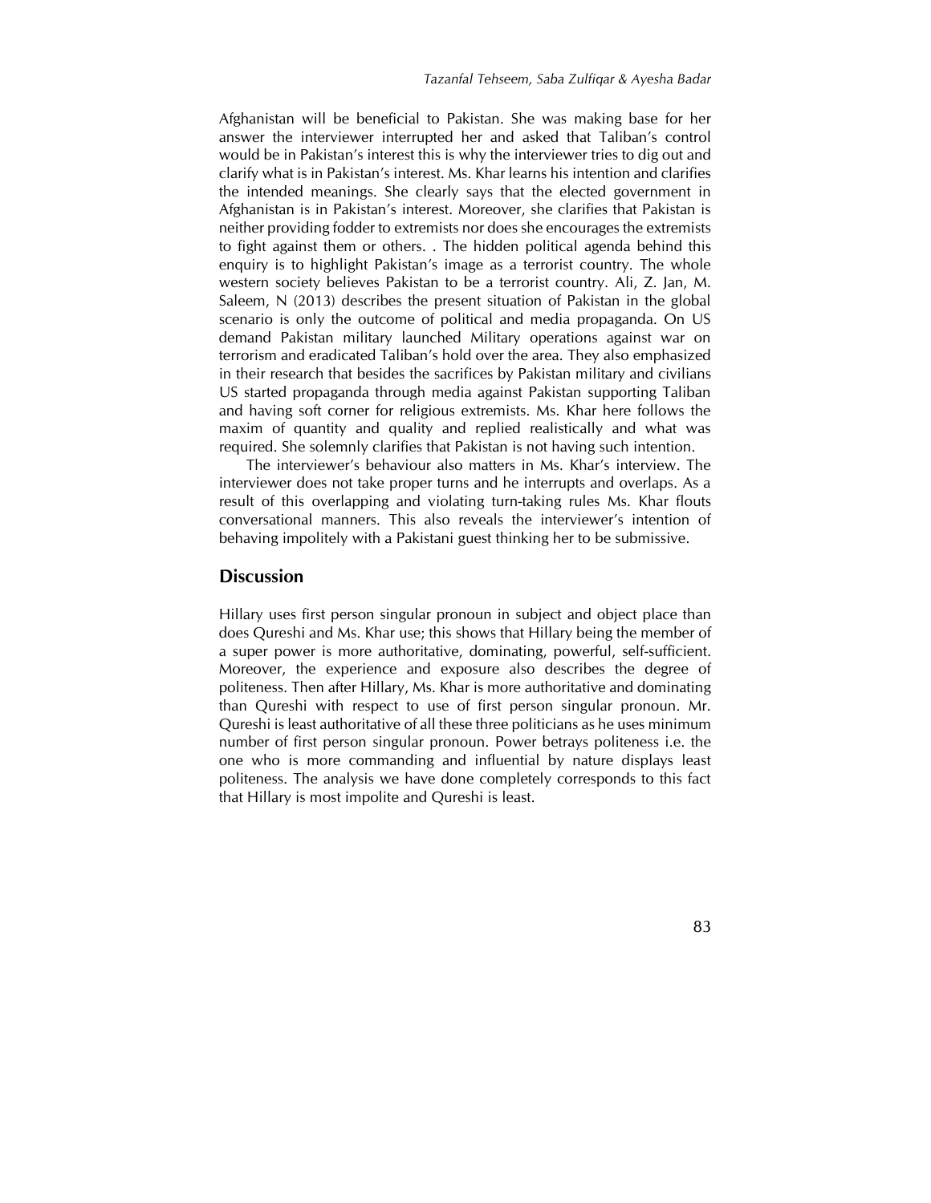Afghanistan will be beneficial to Pakistan. She was making base for her answer the interviewer interrupted her and asked that Taliban's control would be in Pakistan's interest this is why the interviewer tries to dig out and clarify what is in Pakistan's interest. Ms. Khar learns his intention and clarifies the intended meanings. She clearly says that the elected government in Afghanistan is in Pakistan's interest. Moreover, she clarifies that Pakistan is neither providing fodder to extremists nor does she encourages the extremists to fight against them or others. . The hidden political agenda behind this enquiry is to highlight Pakistan's image as a terrorist country. The whole western society believes Pakistan to be a terrorist country. Ali, Z. Jan, M. Saleem, N (2013) describes the present situation of Pakistan in the global scenario is only the outcome of political and media propaganda. On US demand Pakistan military launched Military operations against war on terrorism and eradicated Taliban's hold over the area. They also emphasized in their research that besides the sacrifices by Pakistan military and civilians US started propaganda through media against Pakistan supporting Taliban and having soft corner for religious extremists. Ms. Khar here follows the maxim of quantity and quality and replied realistically and what was required. She solemnly clarifies that Pakistan is not having such intention.

The interviewer's behaviour also matters in Ms. Khar's interview. The interviewer does not take proper turns and he interrupts and overlaps. As a result of this overlapping and violating turn-taking rules Ms. Khar flouts conversational manners. This also reveals the interviewer's intention of behaving impolitely with a Pakistani guest thinking her to be submissive.

## Discussion

Hillary uses first person singular pronoun in subject and object place than does Qureshi and Ms. Khar use; this shows that Hillary being the member of a super power is more authoritative, dominating, powerful, self-sufficient. Moreover, the experience and exposure also describes the degree of politeness. Then after Hillary, Ms. Khar is more authoritative and dominating than Qureshi with respect to use of first person singular pronoun. Mr. Qureshi is least authoritative of all these three politicians as he uses minimum number of first person singular pronoun. Power betrays politeness i.e. the one who is more commanding and influential by nature displays least politeness. The analysis we have done completely corresponds to this fact that Hillary is most impolite and Qureshi is least.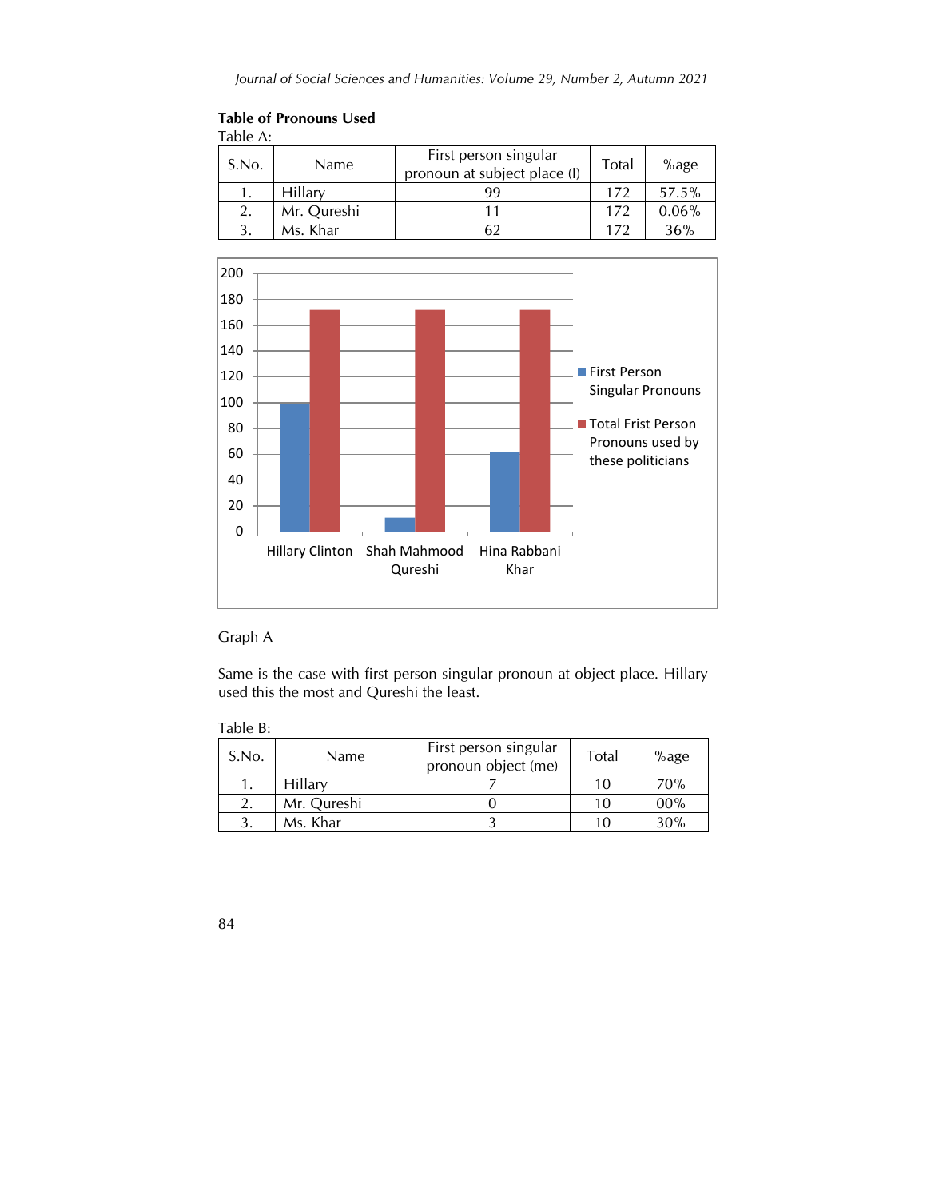**Table of Pronouns Used**

Table A:

| S.No. | Name | First person singular pronoun at subject place (I) | Total | %age |
|---|---|---|---|---|
| 1. | Hillary | 99 | 172 | 57.5% |
| 2. | Mr. Qureshi | 11 | 172 | 0.06% |
| 3. | Ms. Khar | 62 | 172 | 36% |

Graph A

Same is the case with first person singular pronoun at object place. Hillary used this the most and Qureshi the least.

Table B:

| S.No. | Name | First person singular pronoun object (me) | Total | %age |
|---|---|---|---|---|
| 1. | Hillary | 7 | 10 | 70% |
| 2. | Mr. Qureshi | 0 | 10 | 00% |
| 3. | Ms. Khar | 3 | 10 | 30% |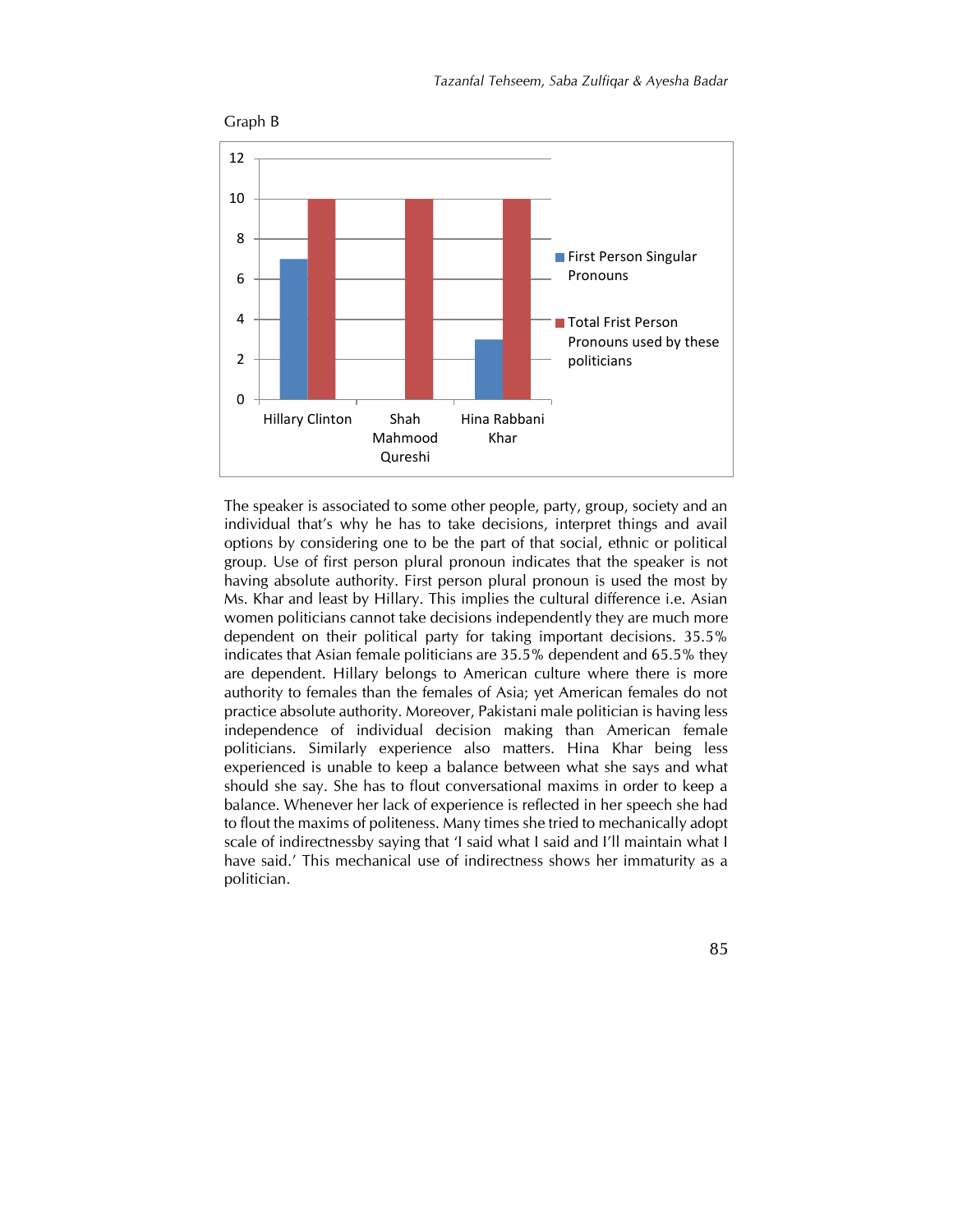Graph B

| | First Person Singular Pronouns | Total Frist Person Pronouns used by these politicians |
|---|---|---|
| Hillary Clinton | 7 | 10 |
| Shah Mahmood Qureshi | 0 | 10 |
| Hina Rabbani Khar | 3 | 10 |

The speaker is associated to some other people, party, group, society and an individual that's why he has to take decisions, interpret things and avail options by considering one to be the part of that social, ethnic or political group. Use of first person plural pronoun indicates that the speaker is not having absolute authority. First person plural pronoun is used the most by Ms. Khar and least by Hillary. This implies the cultural difference i.e. Asian women politicians cannot take decisions independently they are much more dependent on their political party for taking important decisions. 35.5% indicates that Asian female politicians are 35.5% dependent and 65.5% they are dependent. Hillary belongs to American culture where there is more authority to females than the females of Asia; yet American females do not practice absolute authority. Moreover, Pakistani male politician is having less independence of individual decision making than American female politicians. Similarly experience also matters. Hina Khar being less experienced is unable to keep a balance between what she says and what should she say. She has to flout conversational maxims in order to keep a balance. Whenever her lack of experience is reflected in her speech she had to flout the maxims of politeness. Many times she tried to mechanically adopt scale of indirectnessby saying that 'I said what I said and I'll maintain what I have said.' This mechanical use of indirectness shows her immaturity as a politician.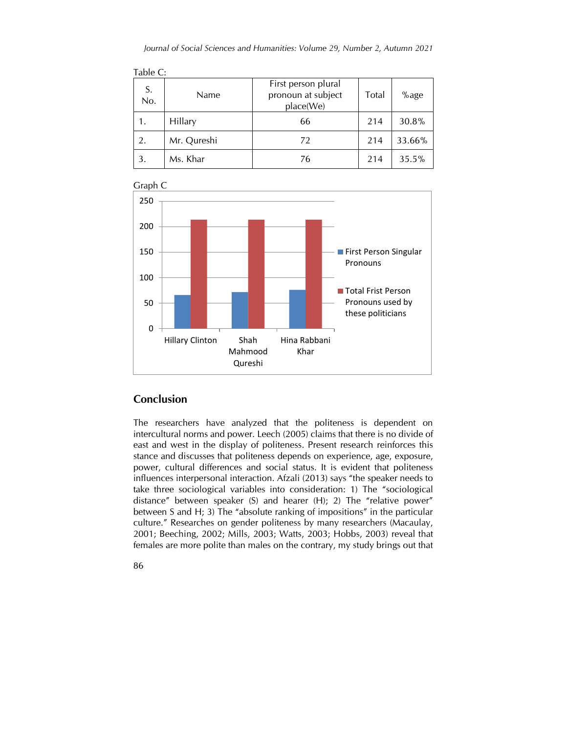Table C:

| S. No. | Name | First person plural pronoun at subject place(We) | Total | %age |
|---|---|---|---|---|
| 1. | Hillary | 66 | 214 | 30.8% |
| 2. | Mr. Qureshi | 72 | 214 | 33.66% |
| 3. | Ms. Khar | 76 | 214 | 35.5% |

Graph C

## Conclusion

The researchers have analyzed that the politeness is dependent on intercultural norms and power. Leech (2005) claims that there is no divide of east and west in the display of politeness. Present research reinforces this stance and discusses that politeness depends on experience, age, exposure, power, cultural differences and social status. It is evident that politeness influences interpersonal interaction. Afzali (2013) says "the speaker needs to take three sociological variables into consideration: 1) The "sociological distance" between speaker (S) and hearer (H); 2) The "relative power" between S and H; 3) The "absolute ranking of impositions" in the particular culture." Researches on gender politeness by many researchers (Macaulay, 2001; Beeching, 2002; Mills, 2003; Watts, 2003; Hobbs, 2003) reveal that females are more polite than males on the contrary, my study brings out that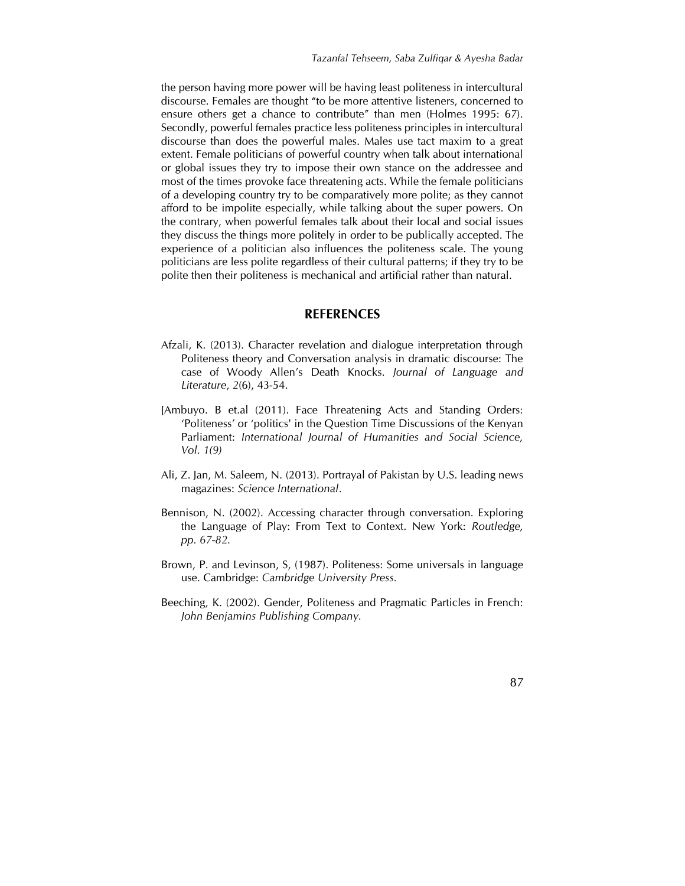the person having more power will be having least politeness in intercultural discourse. Females are thought "to be more attentive listeners, concerned to ensure others get a chance to contribute" than men (Holmes 1995: 67). Secondly, powerful females practice less politeness principles in intercultural discourse than does the powerful males. Males use tact maxim to a great extent. Female politicians of powerful country when talk about international or global issues they try to impose their own stance on the addressee and most of the times provoke face threatening acts. While the female politicians of a developing country try to be comparatively more polite; as they cannot afford to be impolite especially, while talking about the super powers. On the contrary, when powerful females talk about their local and social issues they discuss the things more politely in order to be publically accepted. The experience of a politician also influences the politeness scale. The young politicians are less polite regardless of their cultural patterns; if they try to be polite then their politeness is mechanical and artificial rather than natural.

## REFERENCES

Afzali, K. (2013). Character revelation and dialogue interpretation through Politeness theory and Conversation analysis in dramatic discourse: The case of Woody Allen's Death Knocks. *Journal of Language and Literature*, *2*(6), 43-54.

[Ambuyo. B et.al (2011). Face Threatening Acts and Standing Orders: 'Politeness' or 'politics' in the Question Time Discussions of the Kenyan Parliament: *International Journal of Humanities and Social Science, Vol. 1(9)*

Ali, Z. Jan, M. Saleem, N. (2013). Portrayal of Pakistan by U.S. leading news magazines: *Science International*.

Bennison, N. (2002). Accessing character through conversation. Exploring the Language of Play: From Text to Context. New York: *Routledge, pp. 67-82.*

Brown, P. and Levinson, S, (1987). Politeness: Some universals in language use. Cambridge: *Cambridge University Press.*

Beeching, K. (2002). Gender, Politeness and Pragmatic Particles in French: *John Benjamins Publishing Company.*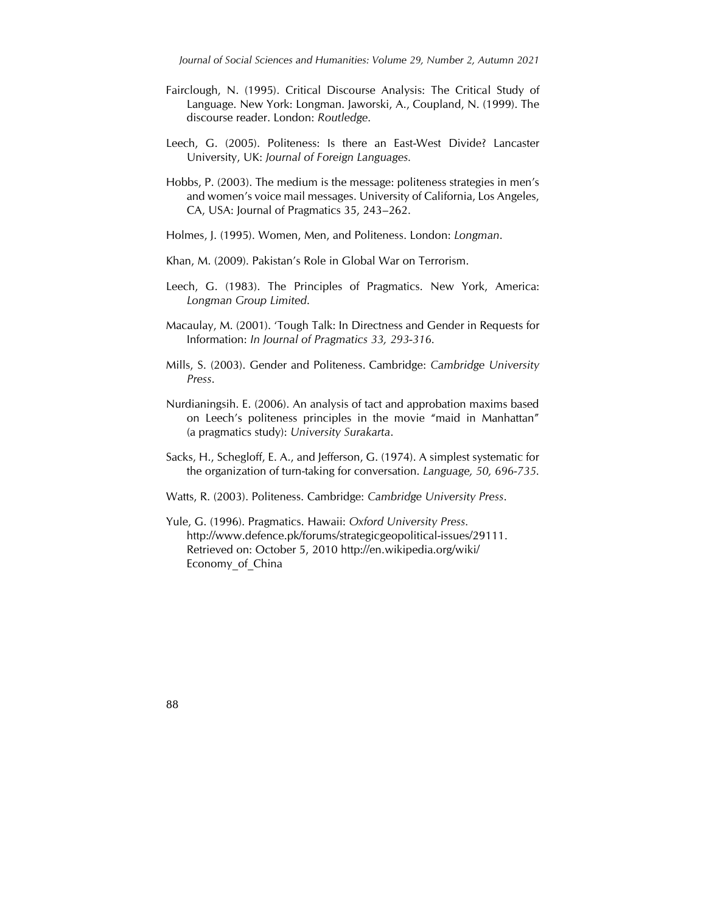Fairclough, N. (1995). Critical Discourse Analysis: The Critical Study of Language. New York: Longman. Jaworski, A., Coupland, N. (1999). The discourse reader. London: *Routledge*.

Leech, G. (2005). Politeness: Is there an East-West Divide? Lancaster University, UK: *Journal of Foreign Languages*.

Hobbs, P. (2003). The medium is the message: politeness strategies in men's and women's voice mail messages. University of California, Los Angeles, CA, USA: Journal of Pragmatics 35, 243–262.

Holmes, J. (1995). Women, Men, and Politeness. London: *Longman*.

Khan, M. (2009). Pakistan's Role in Global War on Terrorism.

Leech, G. (1983). The Principles of Pragmatics. New York, America: *Longman Group Limited*.

Macaulay, M. (2001). 'Tough Talk: In Directness and Gender in Requests for Information: *In Journal of Pragmatics 33, 293-316*.

Mills, S. (2003). Gender and Politeness. Cambridge: *Cambridge University Press*.

Nurdianingsih. E. (2006). An analysis of tact and approbation maxims based on Leech's politeness principles in the movie "maid in Manhattan" (a pragmatics study): *University Surakarta*.

Sacks, H., Schegloff, E. A., and Jefferson, G. (1974). A simplest systematic for the organization of turn-taking for conversation. *Language, 50, 696-735*.

Watts, R. (2003). Politeness. Cambridge: *Cambridge University Press*.

Yule, G. (1996). Pragmatics. Hawaii: *Oxford University Press*. http://www.defence.pk/forums/strategicgeopolitical-issues/29111. Retrieved on: October 5, 2010 http://en.wikipedia.org/wiki/Economy_of_China